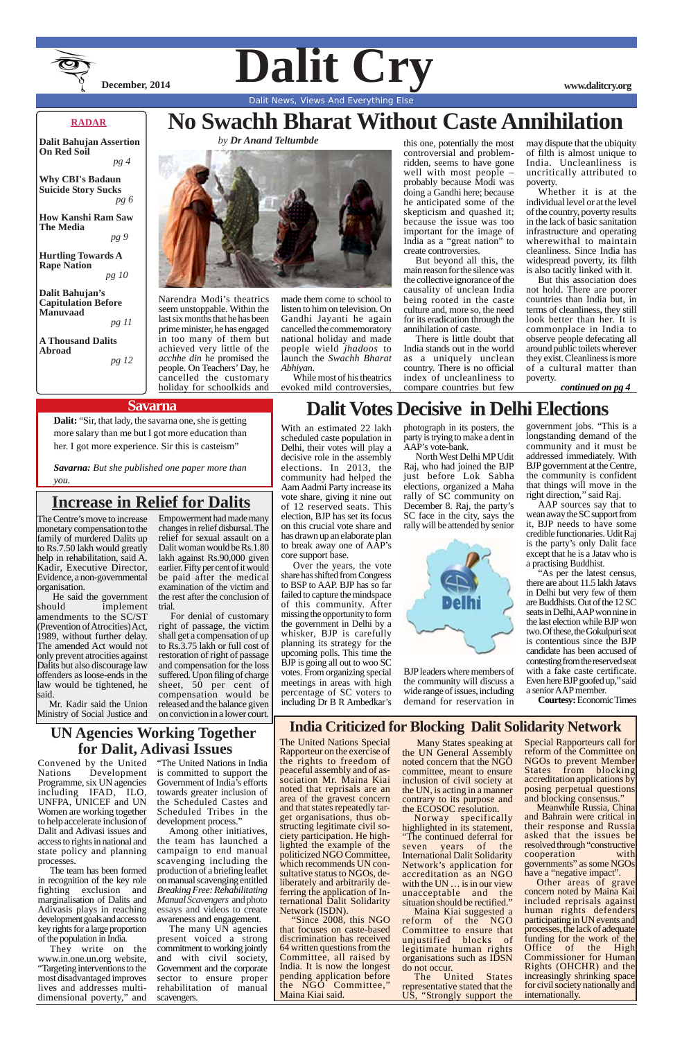# Dalit Cry

December, 2014

www.dalitcry.org

Dalit News, Views And Everything Else

**RADAR**

**Dalit Bahujan Assertion On Red Soil** *pg 4*

**Why CBI's Badaun Suicide Story Sucks** *pg 6*

**How Kanshi Ram Saw The Media** *pg 9*

**Hurtling Towards A Rape Nation** *pg 10*

**Dalit Bahujan's Capitulation Before Manuvaad** *pg 11*

**A Thousand Dalits Abroad** *pg 12*

## No Swachh Bharat Without Caste Annihilation

*by **Dr Anand Teltumbde***

Narendra Modi's theatrics seem unstoppable. Within the last six months that he has been prime minister, he has engaged in too many of them but achieved very little of the *acchhe din* he promised the people. On Teachers' Day, he cancelled the customary holiday for schoolkids and made them come to school to listen to him on television. On Gandhi Jayanti he again cancelled the commemoratory national holiday and made people wield *jhadoos* to launch the *Swachh Bharat Abhiyan*.

While most of his theatrics evoked mild controversies, this one, potentially the most controversial and problem-ridden, seems to have gone well with most people – probably because Modi was doing a Gandhi here; because he anticipated some of the skepticism and quashed it; because the issue was too important for the image of India as a "great nation" to create controversies.

But beyond all this, the main reason for the silence was the collective ignorance of the causality of unclean India being rooted in the caste culture and, more so, the need for its eradication through the annihilation of caste.

There is little doubt that India stands out in the world as a uniquely unclean country. There is no official index of uncleanliness to compare countries but few may dispute that the ubiquity of filth is almost unique to India. Uncleanliness is uncritically attributed to poverty.

Whether it is at the individual level or at the level of the country, poverty results in the lack of basic sanitation infrastructure and operating wherewithal to maintain cleanliness. Since India has widespread poverty, its filth is also tacitly linked with it.

But this association does not hold. There are poorer countries than India but, in terms of cleanliness, they still look better than her. It is commonplace in India to observe people defecating all around public toilets wherever they exist. Cleanliness is more of a cultural matter than poverty.

***continued on pg 4***

## Savarna

**Dalit:** "Sir, that lady, the savarna one, she is getting more salary than me but I got more education than her. I got more experience. Sir this is casteism"

***Savarna:** But she published one paper more than you.*

## Dalit Votes Decisive in Delhi Elections

With an estimated 22 lakh scheduled caste population in Delhi, their votes will play a decisive role in the assembly elections. In 2013, the community had helped the Aam Aadmi Party increase its vote share, giving it nine out of 12 reserved seats. This election, BJP has set its focus on this crucial vote share and has drawn up an elaborate plan to break away one of AAP's core support base.

Over the years, the vote share has shifted from Congress to BSP to AAP. BJP has so far failed to capture the mindspace of this community. After missing the opportunity to form the government in Delhi by a whisker, BJP is carefully planning its strategy for the upcoming polls. This time the BJP is going all out to woo SC votes. From organizing special meetings in areas with high percentage of SC voters to including Dr B R Ambedkar's photograph in its posters, the party is trying to make a dent in AAP's vote-bank.

North West Delhi MP Udit Raj, who had joined the BJP just before Lok Sabha elections, organized a Maha rally of SC community on December 8. Raj, the party's SC face in the city, says the rally will be attended by senior BJP leaders where members of the community will discuss a wide range of issues, including demand for reservation in government jobs. "This is a longstanding demand of the community and it must be addressed immediately. With BJP government at the Centre, the community is confident that things will move in the right direction," said Raj.

AAP sources say that to wean away the SC support from it, BJP needs to have some credible functionaries. Udit Raj is the party's only Dalit face except that he is a Jatav who is a practising Buddhist.

"As per the latest census, there are about 11.5 lakh Jatavs in Delhi but very few of them are Buddhists. Out of the 12 SC seats in Delhi, AAP won nine in the last election while BJP won two. Of these, the Gokulpuri seat is contentious since the BJP candidate has been accused of contesting from the reserved seat with a fake caste certificate. Even here BJP goofed up," said a senior AAP member.

**Courtesy:** Economic Times

## Increase in Relief for Dalits

The Centre's move to increase monetary compensation to the family of murdered Dalits up to Rs.7.50 lakh would greatly help in rehabilitation, said A. Kadir, Executive Director, Evidence, a non-governmental organisation.

He said the government should implement amendments to the SC/ST (Prevention of Atrocities) Act, 1989, without further delay. The amended Act would not only prevent atrocities against Dalits but also discourage law offenders as loose-ends in the law would be tightened, he said.

Mr. Kadir said the Union Ministry of Social Justice and Empowerment had made many changes in relief disbursal. The relief for sexual assault on a Dalit woman would be Rs.1.80 lakh against Rs.90,000 given earlier. Fifty per cent of it would be paid after the medical examination of the victim and the rest after the conclusion of trial.

For denial of customary right of passage, the victim shall get a compensation of up to Rs.3.75 lakh or full cost of restoration of right of passage and compensation for the loss suffered. Upon filing of charge sheet, 50 per cent of compensation would be released and the balance given on conviction in a lower court.

## UN Agencies Working Together for Dalit, Adivasi Issues

Convened by the United Nations Development Programme, six UN agencies including IFAD, ILO, UNFPA, UNICEF and UN Women are working together to help accelerate inclusion of Dalit and Adivasi issues and access to rights in national and state policy and planning processes.

The team has been formed in recognition of the key role fighting exclusion and marginalisation of Dalits and Adivasis plays in reaching development goals and access to key rights for a large proportion of the population in India.

They write on the www.in.one.un.org website, "Targeting interventions to the most disadvantaged improves lives and addresses multi-dimensional poverty," and "The United Nations in India is committed to support the Government of India's efforts towards greater inclusion of the Scheduled Castes and the Scheduled Tribes in the development process."

Among other initiatives, the team has launched a campaign to end manual scavenging including the production of a briefing leaflet on manual scavenging entitled *Breaking Free: Rehabilitating Manual Scavengers* and photo essays and videos to create awareness and engagement.

The many UN agencies present voiced a strong commitment to working jointly and with civil society, Government and the corporate sector to ensure proper rehabilitation of manual scavengers.

## India Criticized for Blocking Dalit Solidarity Network

The United Nations Special Rapporteur on the exercise of the rights to freedom of peaceful assembly and of association Mr. Maina Kiai noted that reprisals are an area of the gravest concern and that states repeatedly target organisations, thus obstructing legitimate civil society participation. He highlighted the example of the politicized NGO Committee, which recommends UN consultative status to NGOs, deliberately and arbitrarily deferring the application of International Dalit Solidarity Network (IDSN).

"Since 2008, this NGO that focuses on caste-based discrimination has received 64 written questions from the Committee, all raised by India. It is now the longest pending application before the NGO Committee," Maina Kiai said.

Many States speaking at the UN General Assembly noted concern that the NGO committee, meant to ensure inclusion of civil society at the UN, is acting in a manner contrary to its purpose and the ECOSOC resolution.

Norway specifically highlighted in its statement, "The continued deferral for seven years of the International Dalit Solidarity Network's application for accreditation as an NGO with the UN … is in our view unacceptable and the situation should be rectified."

Maina Kiai suggested a reform of the NGO Committee to ensure that unjustified blocks of legitimate human rights organisations such as IDSN do not occur.

The United States representative stated that the US, "Strongly support the Special Rapporteurs call for reform of the Committee on NGOs to prevent Member States from blocking accreditation applications by posing perpetual questions and blocking consensus."

Meanwhile Russia, China and Bahrain were critical in their response and Russia asked that the issues be resolved through "constructive cooperation with governments" as some NGOs have a "negative impact".

Other areas of grave concern noted by Maina Kai included reprisals against human rights defenders participating in UN events and processes, the lack of adequate funding for the work of the Office of the High Commissioner for Human Rights (OHCHR) and the increasingly shrinking space for civil society nationally and internationally.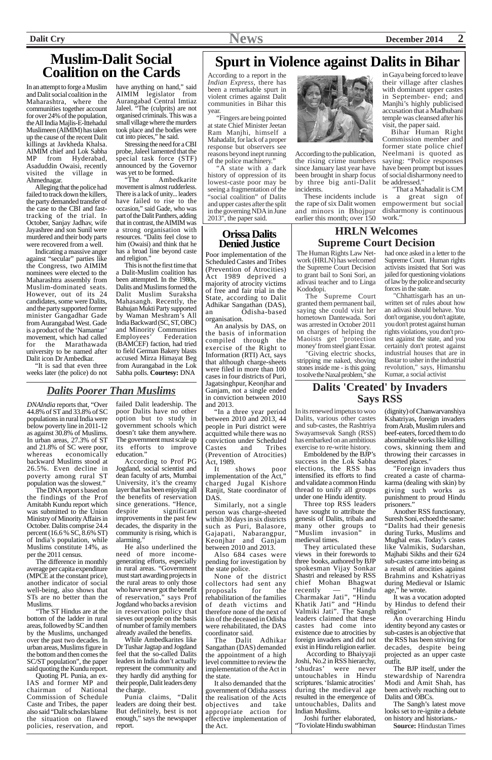# Muslim-Dalit Social Coalition on the Cards

In an attempt to forge a Muslim and Dalit social coalition in the Maharashtra, where the communities together account for over 24% of the population, the All India Majlis-E-Ittehadul Muslimeen (AIMIM) has taken up the cause of the recent Dalit killings at Javkheda Khalsa. AIMIM chief and Lok Sabha MP from Hyderabad, Asaduddin Owaisi, recently visited the village in Ahmednagar.

Alleging that the police had failed to track down the killers, the party demanded transfer of the case to the CBI and fast-tracking of the trial. In October, Sanjay Jadhav, wife Jayashree and son Sunil were murdered and their body parts were recovered from a well.

Indicating a massive anger against "secular" parties like the Congress, two AIMIM nominees were elected to the Maharashtra assembly from Muslim-dominated seats. However, out of its 24 candidates, some were Dalits, and the party supported former minister Gangadhar Gade from Aurangabad West. Gade is a product of the 'Namantar' movement, which had called for the Marathawada university to be named after Dalit icon Dr Ambedkar.

"It is sad that even three weeks later (the police) do not have anything on hand," said AIMIM legislator from Aurangabad Central Imtiaz Jaleel. "The (culprits) are not organised criminals. This was a small village where the murders took place and the bodies were cut into pieces," he said.

Stressing the need for a CBI probe, Jaleel lamented that the special task force (STF) announced by the Governor was yet to be formed.

"The Ambedkarite movement is almost rudderless. There is a lack of unity... leaders have failed to rise to the occasion," said Gade, who was part of the Dalit Panthers, adding that in contrast, the AIMIM was a strong organisation with resources. "Dalits feel close to him (Owaisi) and think that he has a broad line beyond caste and religion."

This is not the first time that a Dalit-Muslim coalition has been attempted. In the 1980s, Dalits and Muslims formed the Dalit Muslim Suraksha Mahasangh. Recently, the Bahujan Mukti Party supported by Waman Meshram's All India Backward (SC, ST, OBC) and Minority Communities Employees' Federation (BAMCEF) faction, had tried to field German Bakery blasts accused Mirza Himayat Beg from Aurangabad in the Lok Sabha polls. **Courtesy:** DNA

# Spurt in Violence against Dalits in Bihar

According to a report in the *Indian Express*, there has been a remarkable spurt in violent crimes against Dalit communities in Bihar this year.

"Fingers are being pointed at state Chief Minister Jeetan Ram Manjhi, himself a Mahadalit, for lack of a proper response but observers see reasons beyond inept running of the police machinery."

"A state with a dark history of oppression of its lowest-caste poor may be seeing a fragmentation of the "social coalition" of Dalits and upper castes after the split in the governing NDA in June 2013", the paper said.

According to the publication, the rising crime numbers since January last year have been brought in sharp focus by three big anti-Dalit incidents.

These incidents include the rape of six Dalit women and minors in Bhojpur earlier this month; over 150 in Gaya being forced to leave their village after clashes with dominant upper castes in September- end; and Manjhi's highly publicised accusation that a Madhubani temple was cleansed after his visit, the paper said.

Bihar Human Right Commission member and former state police chief Neelmani is quoted as saying: "Police responses have been prompt but issues of social disharmony need to be addressed."

"That a Mahadalit is CM is a great sign of empowerment but social disharmony is continuous work."

# Orissa Dalits Denied Justice

Poor implementation of the Scheduled Castes and Tribes (Prevention of Atrocities) Act 1989 deprived a majority of atrocity victims of free and fair trial in the State, according to Dalit Adhikar Sangathan (DAS), an Odisha-based organisation.

An analysis by DAS, on the basis of information compiled through the exercise of the Right to Information (RTI) Act, says that although charge-sheets were filed in more than 100 cases in four districts of Puri, Jagatsinghpur, Keonjhar and Ganjam, not a single ended in conviction between 2010 and 2013.

"In a three year period between 2010 and 2013, 44 people in Puri district were acquitted while there was no conviction under Scheduled Castes and Tribes (Prevention of Atrocities) Act, 1989.

It shows poor implementation of the Act," charged Jugal Kishore Ranjit, State coordinator of DAS.

Similarly, not a single person was charge-sheeted within 30 days in six districts such as Puri, Balasore, Gajapati, Nabarangpur, Keonjhar and Ganjam between 2010 and 2013.

Also 684 cases were pending for investigation by the state police.

None of the district collectors had sent any proposals for the rehabilitation of the families of death victims and therefore none of the next of kin of the deceased in Odisha were rehabilitated, the DAS coordinator said.

The Dalit Adhikar Sangathan (DAS) demanded the appointment of a high level committee to review the implementation of the Act in the state.

It also demanded that the government of Odisha assess the realisation of the Acts objectives and take appropriate action for effective implementation of the Act.

# HRLN Welcomes Supreme Court Decision

The Human Rights Law Network (HRLN) has welcomed the Supreme Court Decision to grant bail to Soni Sori, an adivasi teacher and to Linga Kododopi.

The Supreme Court granted them permanent bail, saying she could visit her hometown Dantewada. Sori was arrested in October 2011 on charges of helping the Maoists get 'protection money' from steel giant Essar.

"Giving electric shocks, stripping me naked, shoving stones inside me - is this going to solve the Naxal problem," she had once asked in a letter to the Supreme Court. Human rights activists insisted that Sori was jailed for questioning violations of law by the police and security forces in the state.

"Chhattisgarh has an unwritten set of rules about how an adivasi should behave. You don't organise, you don't agitate, you don't protest against human rights violations, you don't protest against the state, and you certainly don't protest against industrial houses that are in Bastar to usher in the industrial revolution," says, Himanshu Kumar, a social activist

# *Dalits Poorer Than Muslims*

*DNAIndia* reports that, "Over 44.8% of ST and 33.8% of SC populations in rural India were below poverty line in 2011-12 as against 30.8% of Muslims. In urban areas, 27.3% of ST and 21.8% of SC were poor, whereas economically backward Muslims stood at 26.5%. Even decline in poverty among rural ST population was the slowest."

The DNA report s based on the findings of the Prof Amitabh Kundu report which was submitted to the Union Ministry of Minority Affairs in October. Dalits comprise 24.4 percent (16.6 % SC, 8.6% ST) of India's population, while Muslims constitute 14%, as per the 2011 census.

The difference in monthly average per capita expenditure (MPCE at the constant price), another indicator of social well-being, also shows that STs are no better than the Muslims.

"The ST Hindus are at the bottom of the ladder in rural areas, followed by SC and then by the Muslims, unchanged over the past two decades. In urban areas, Muslims figure in the bottom and then comes the SC/ST population", the paper said quoting the Kundu report.

Quoting PL Punia, an ex-IAS and former MP and chairman of National Commission of Schedule Caste and Tribes, the paper also said "Dalit scholars blame the situation on flawed policies, reservation, and failed Dalit leadership. The poor Dalits have no other option but to study in government schools which doesn't take them anywhere. The government must scale up its efforts to improve education."

According to Prof PG Jogdand, social scientist and dean faculty of arts, Mumbai University, it's the creamy layer that has been enjoying all the benefits of reservation since generations. "Hence, despite significant improvements in the past few decades, the disparity in the community is rising, which is alarming."

He also underlined the need of more income-generating efforts, especially in rural areas. "Government must start awarding projects in the rural areas to only those who have never got the benefit of reservation," says Prof Jogdand who backs a revision in reservation policy that sieves out people on the basis of number of family members already availed the benefits.

While Ambedkarites like Dr Tushar Jagtap and Jogdand feel that the so-called Dalits leaders in India don't actually represent the community and they hardly did anything for their people, Dalit leaders deny the charge.

Punia claims, "Dalit leaders are doing their best. But definitely, best is not enough," says the newspaper report.

# Dalits 'Created' by Invaders Says RSS

In its renewed impetus to woo Dalits, various other castes and sub-castes, the Rashtriya Swayamsevak Sangh (RSS) has embarked on an ambitious exercise to re-write history.

Emboldened by the BJP's success in the Lok Sabha elections, the RSS has intensified its efforts to find and validate a common Hindu thread to unify all groups under one Hindu identity.

Three top RSS leaders have sought to attribute the genesis of Dalits, tribals and many other groups to "Muslim invasion" in medieval times.

They articulated these views in their forewords to three books, authored by BJP spokesman Vijay Sonkar Shastri and released by RSS chief Mohan Bhagwat recently — "Hindu Charmakar Jati", "Hindu Khatik Jati" and "Hindu Valmiki Jati". The Sangh leaders claimed that these castes had come into existence due to atrocities by foreign invaders and did not exist in Hindu religion earlier.

According to Bhaiyyaji Joshi, No.2 in RSS hierarchy, 'shudras' were never untouchables in Hindu scriptures. 'Islamic atrocities' during the medieval age resulted in the emergence of untouchables, Dalits and Indian Muslims.

Joshi further elaborated, "To violate Hindu swabhiman (dignity) of Chanwarvanshiya Kshatriyas, foreign invaders from Arab, Muslim rulers and beef-eaters, forced them to do abominable works like killing cows, skinning them and throwing their carcasses in deserted places."

"Foreign invaders thus created a caste of charmakarma (dealing with skin) by giving such works as punishment to proud Hindu prisoners."

Another RSS functionary, Suresh Soni, echoed the same: "Dalits had their genesis during Turks, Muslims and Mughal eras. Today's castes like Valmikis, Sudarshan, Majhabi Sikhs and their 624 sub-castes came into being as a result of atrocities against Brahmins and Kshatriyas during Medieval or Islamic age," he wrote.

It was a vocation adopted by Hindus to defend their religion."

An overarching Hindu identity beyond any castes or sub-castes is an objective that the RSS has been striving for decades, despite being projected as an upper caste outfit.

The BJP itself, under the stewardship of Narendra Modi and Amit Shah, has been actively reaching out to Dalits and OBCs.

The Sangh's latest move looks set to re-ignite a debate on history and historians.-

**Source:** Hindustan Times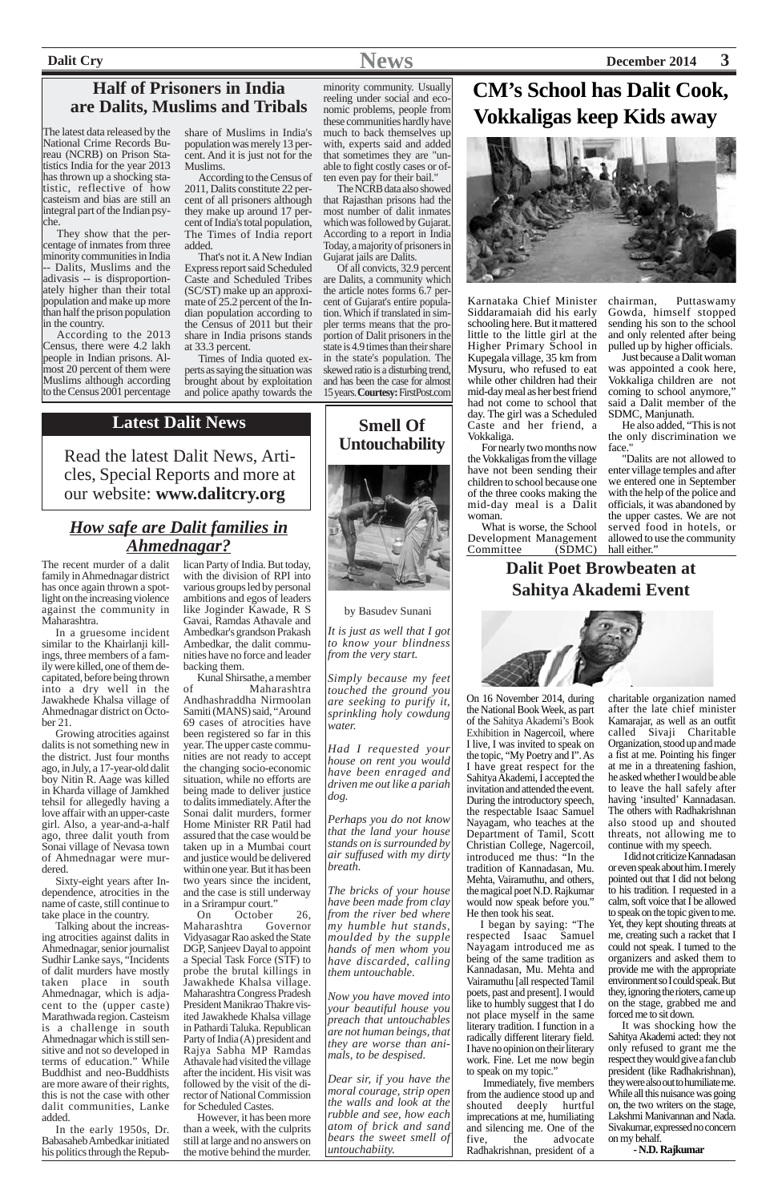## Half of Prisoners in India are Dalits, Muslims and Tribals

The latest data released by the National Crime Records Bureau (NCRB) on Prison Statistics India for the year 2013 has thrown up a shocking statistic, reflective of how casteism and bias are still an integral part of the Indian psyche.

They show that the percentage of inmates from three minority communities in India -- Dalits, Muslims and the adivasis -- is disproportionately higher than their total population and make up more than half the prison population in the country.

According to the 2013 Census, there were 4.2 lakh people in Indian prisons. Almost 20 percent of them were Muslims although according to the Census 2001 percentage share of Muslims in India's population was merely 13 percent. And it is just not for the Muslims.

According to the Census of 2011, Dalits constitute 22 percent of all prisoners although they make up around 17 percent of India's total population, The Times of India report added.

That's not it. A New Indian Express report said Scheduled Caste and Scheduled Tribes (SC/ST) make up an approximate of 25.2 percent of the Indian population according to the Census of 2011 but their share in India prisons stands at 33.3 percent.

Times of India quoted experts as saying the situation was brought about by exploitation and police apathy towards the minority community. Usually reeling under social and economic problems, people from these communities hardly have much to back themselves up with, experts said and added that sometimes they are "unable to fight costly cases or often even pay for their bail."

The NCRB data also showed that Rajasthan prisons had the most number of dalit inmates which was followed by Gujarat. According to a report in India Today, a majority of prisoners in Gujarat jails are Dalits.

Of all convicts, 32.9 percent are Dalits, a community which the article notes forms 6.7 percent of Gujarat's entire population. Which if translated in simpler terms means that the proportion of Dalit prisoners in the state is 4.9 times than their share in the state's population. The skewed ratio is a disturbing trend, and has been the case for almost 15 years. **Courtesy:** FirstPost.com

## Latest Dalit News

Read the latest Dalit News, Articles, Special Reports and more at our website: **www.dalitcry.org**

## *How safe are Dalit families in Ahmednagar?*

The recent murder of a dalit family in Ahmednagar district has once again thrown a spotlight on the increasing violence against the community in Maharashtra.

In a gruesome incident similar to the Khairlanji killings, three members of a family were killed, one of them decapitated, before being thrown into a dry well in the Jawakhede Khalsa village of Ahmednagar district on October 21.

Growing atrocities against dalits is not something new in the district. Just four months ago, in July, a 17-year-old dalit boy Nitin R. Aage was killed in Kharda village of Jamkhed tehsil for allegedly having a love affair with an upper-caste girl. Also, a year-and-a-half ago, three dalit youth from Sonai village of Nevasa town of Ahmednagar were murdered.

Sixty-eight years after Independence, atrocities in the name of caste, still continue to take place in the country.

Talking about the increasing atrocities against dalits in Ahmednagar, senior journalist Sudhir Lanke says, "Incidents of dalit murders have mostly taken place in south Ahmednagar, which is adjacent to the (upper caste) Marathwada region. Casteism is a challenge in south Ahmednagar which is still sensitive and not so developed in terms of education." While Buddhist and neo-Buddhists are more aware of their rights, this is not the case with other dalit communities, Lanke added.

In the early 1950s, Dr. Babasaheb Ambedkar initiated his politics through the Republican Party of India. But today, with the division of RPI into various groups led by personal ambitions and egos of leaders like Joginder Kawade, R S Gavai, Ramdas Athavale and Ambedkar's grandson Prakash Ambedkar, the dalit communities have no force and leader backing them.

Kunal Shirsathe, a member of Maharashtra Andhashraddha Nirmoolan Samiti (MANS) said, "Around 69 cases of atrocities have been registered so far in this year. The upper caste communities are not ready to accept the changing socio-economic situation, while no efforts are being made to deliver justice to dalits immediately. After the Sonai dalit murders, former Home Minister RR Patil had assured that the case would be taken up in a Mumbai court and justice would be delivered within one year. But it has been two years since the incident, and the case is still underway in a Srirampur court."

On October 26, Maharashtra Governor Vidyasagar Rao asked the State DGP, Sanjeev Dayal to appoint a Special Task Force (STF) to probe the brutal killings in Jawakhede Khalsa village. Maharashtra Congress Pradesh President Manikrao Thakre visited Jawakhede Khalsa village in Pathardi Taluka. Republican Party of India (A) president and Rajya Sabha MP Ramdas Athavale had visited the village after the incident. His visit was followed by the visit of the director of National Commission for Scheduled Castes.

However, it has been more than a week, with the culprits still at large and no answers on the motive behind the murder.

## Smell Of Untouchability

by Basudev Sunani

*It is just as well that I got to know your blindness from the very start.*

*Simply because my feet touched the ground you are seeking to purify it, sprinkling holy cowdung water.*

*Had I requested your house on rent you would have been enraged and driven me out like a pariah dog.*

*Perhaps you do not know that the land your house stands on is surrounded by air suffused with my dirty breath.*

*The bricks of your house have been made from clay from the river bed where my humble hut stands, moulded by the supple hands of men whom you have discarded, calling them untouchable.*

*Now you have moved into your beautiful house you preach that untouchables are not human beings, that they are worse than animals, to be despised.*

*Dear sir, if you have the moral courage, strip open the walls and look at the rubble and see, how each atom of brick and sand bears the sweet smell of untouchabiity.*

## CM's School has Dalit Cook, Vokkaligas keep Kids away

Karnataka Chief Minister Siddaramaiah did his early schooling here. But it mattered little to the little girl at the Higher Primary School in Kupegala village, 35 km from Mysuru, who refused to eat while other children had their mid-day meal as her best friend had not come to school that day. The girl was a Scheduled Caste and her friend, a Vokkaliga.

For nearly two months now the Vokkaligas from the village have not been sending their children to school because one of the three cooks making the mid-day meal is a Dalit woman.

What is worse, the School Development Management Committee (SDMC) chairman, Puttaswamy Gowda, himself stopped sending his son to the school and only relented after being pulled up by higher officials.

Just because a Dalit woman was appointed a cook here, Vokkaliga children are not coming to school anymore," said a Dalit member of the SDMC, Manjunath.

He also added, "This is not the only discrimination we face."

"Dalits are not allowed to enter village temples and after we entered one in September with the help of the police and officials, it was abandoned by the upper castes. We are not served food in hotels, or allowed to use the community hall either."

## Dalit Poet Browbeaten at Sahitya Akademi Event

On 16 November 2014, during the National Book Week, as part of the Sahitya Akademi's Book Exhibition in Nagercoil, where I live, I was invited to speak on the topic, "My Poetry and I". As I have great respect for the Sahitya Akademi, I accepted the invitation and attended the event. During the introductory speech, the respectable Isaac Samuel Nayagam, who teaches at the Department of Tamil, Scott Christian College, Nagercoil, introduced me thus: "In the tradition of Kannadasan, Mu. Mehta, Vairamuthu, and others, the magical poet N.D. Rajkumar would now speak before you." He then took his seat.

I began by saying: "The respected Isaac Samuel Nayagam introduced me as being of the same tradition as Kannadasan, Mu. Mehta and Vairamuthu [all respected Tamil poets, past and present]. I would like to humbly suggest that I do not place myself in the same literary tradition. I function in a radically different literary field. I have no opinion on their literary work. Fine. Let me now begin to speak on my topic."

Immediately, five members from the audience stood up and shouted deeply hurtful imprecations at me, humiliating and silencing me. One of the five, the advocate Radhakrishnan, president of a charitable organization named after the late chief minister Kamarajar, as well as an outfit called Sivaji Charitable Organization, stood up and made a fist at me. Pointing his finger at me in a threatening fashion, he asked whether I would be able to leave the hall safely after having 'insulted' Kannadasan. The others with Radhakrishnan also stood up and shouted threats, not allowing me to continue with my speech.

I did not criticize Kannadasan or even speak about him. I merely pointed out that I did not belong to his tradition. I requested in a calm, soft voice that I be allowed to speak on the topic given to me. Yet, they kept shouting threats at me, creating such a racket that I could not speak. I turned to the organizers and asked them to provide me with the appropriate environment so I could speak. But they, ignoring the rioters, came up on the stage, grabbed me and forced me to sit down.

It was shocking how the Sahitya Akademi acted: they not only refused to grant me the respect they would give a fan club president (like Radhakrishnan), they were also out to humiliate me. While all this nuisance was going on, the two writers on the stage, Lakshmi Manivannan and Nada. Sivakumar, expressed no concern on my behalf.

**- N.D. Rajkumar**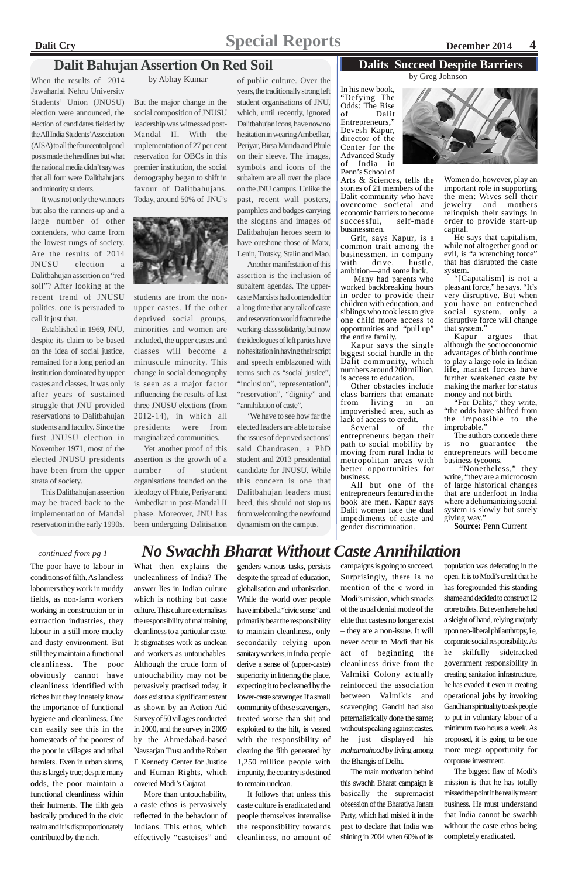## Dalit Bahujan Assertion On Red Soil

by Abhay Kumar

When the results of 2014 Jawaharlal Nehru University Students' Union (JNUSU) election were announced, the election of candidates fielded by the All India Students' Association (AISA) to all the four central panel posts made the headlines but what the national media didn't say was that all four were Dalitbahujans and minority students.

It was not only the winners but also the runners-up and a large number of other contenders, who came from the lowest rungs of society. Are the results of 2014 JNUSU election a Dalitbahujan assertion on "red soil"? After looking at the recent trend of JNUSU politics, one is persuaded to call it just that.

Established in 1969, JNU, despite its claim to be based on the idea of social justice, remained for a long period an institution dominated by upper castes and classes. It was only after years of sustained struggle that JNU provided reservations to Dalitbahujan students and faculty. Since the first JNUSU election in November 1971, most of the elected JNUSU presidents have been from the upper strata of society.

This Dalitbahujan assertion may be traced back to the implementation of Mandal reservation in the early 1990s. But the major change in the social composition of JNUSU leadership was witnessed post-Mandal II. With the implementation of 27 per cent reservation for OBCs in this premier institution, the social demography began to shift in favour of Dalitbahujans. Today, around 50% of JNU's students are from the non-upper castes. If the other deprived social groups, minorities and women are included, the upper castes and classes will become a minuscule minority. This change in social demography is seen as a major factor influencing the results of last three JNUSU elections (from 2012-14), in which all presidents were from marginalized communities.

Yet another proof of this assertion is the growth of a number of student organisations founded on the ideology of Phule, Periyar and Ambedkar in post-Mandal II phase. Moreover, JNU has been undergoing Dalitisation of public culture. Over the years, the traditionally strong left student organisations of JNU, which, until recently, ignored Dalitbahujan icons, have now no hesitation in wearing Ambedkar, Periyar, Birsa Munda and Phule on their sleeve. The images, symbols and icons of the subaltern are all over the place on the JNU campus. Unlike the past, recent wall posters, pamphlets and badges carrying the slogans and images of Dalitbahujan heroes seem to have outshone those of Marx, Lenin, Trotsky, Stalin and Mao.

Another manifestation of this assertion is the inclusion of subaltern agendas. The upper-caste Marxists had contended for a long time that any talk of caste and reservation would fracture the working-class solidarity, but now the ideologues of left parties have no hesitation in having their script and speech emblazoned with terms such as "social justice", "inclusion", representation", "reservation", "dignity" and "annihilation of caste".

'We have to see how far the elected leaders are able to raise the issues of deprived sections' said Chandrasen, a PhD student and 2013 presidential candidate for JNUSU. While this concern is one that Dalitbahujan leaders must heed, this should not stop us from welcoming the newfound dynamism on the campus.

## Dalits Succeed Despite Barriers

by Greg Johnson

In his new book, "Defying The Odds: The Rise of Dalit Entrepreneurs," Devesh Kapur, director of the Center for the Advanced Study of India in Penn's School of Arts & Sciences, tells the stories of 21 members of the Dalit community who have overcome societal and economic barriers to become successful, self-made businessmen.

Grit, says Kapur, is a common trait among the businessmen, in company with drive, hustle, ambition—and some luck.

Many had parents who worked backbreaking hours in order to provide their children with education, and siblings who took less to give one child more access to opportunities and "pull up" the entire family.

Kapur says the single biggest social hurdle in the Dalit community, which numbers around 200 million, is access to education.

Other obstacles include class barriers that emanate from living in an impoverished area, such as lack of access to credit.

Several of the entrepreneurs began their path to social mobility by moving from rural India to metropolitan areas with better opportunities for business.

All but one of the entrepreneurs featured in the book are men. Kapur says Dalit women face the dual impediments of caste and gender discrimination.

Women do, however, play an important role in supporting the men: Wives sell their jewelry and mothers relinquish their savings in order to provide start-up capital.

He says that capitalism, while not altogether good or evil, is "a wrenching force" that has disrupted the caste system.

"[Capitalism] is not a pleasant force," he says. "It's very disruptive. But when you have an entrenched social system, only a disruptive force will change that system."

Kapur argues that although the socioeconomic advantages of birth continue to play a large role in Indian life, market forces have further weakened caste by making the marker for status money and not birth.

"For Dalits," they write, "the odds have shifted from the impossible to the improbable."

The authors concede there is no guarantee the entrepreneurs will become business tycoons.

"Nonetheless," they write, "they are a microcosm of large historical changes that are underfoot in India where a dehumanizing social system is slowly but surely giving way."

**Source:** Penn Current

## No Swachh Bharat Without Caste Annihilation

*continued from pg 1*

The poor have to labour in conditions of filth. As landless labourers they work in muddy fields, as non-farm workers working in construction or in extraction industries, they labour in a still more mucky and dusty environment. But still they maintain a functional cleanliness. The poor obviously cannot have cleanliness identified with riches but they innately know the importance of functional hygiene and cleanliness. One can easily see this in the homesteads of the poorest of the poor in villages and tribal hamlets. Even in urban slums, this is largely true; despite many odds, the poor maintain a functional cleanliness within their hutments. The filth gets basically produced in the civic realm and it is disproportionately contributed by the rich.

What then explains the uncleanliness of India? The answer lies in Indian culture which is nothing but caste culture. This culture externalises the responsibility of maintaining cleanliness to a particular caste. It stigmatises work as unclean and workers as untouchables. Although the crude form of untouchability may not be pervasively practised today, it does exist to a significant extent as shown by an Action Aid Survey of 50 villages conducted in 2000, and the survey in 2009 by the Ahmedabad-based Navsarjan Trust and the Robert F Kennedy Center for Justice and Human Rights, which covered Modi's Gujarat.

More than untouchability, a caste ethos is pervasively reflected in the behaviour of Indians. This ethos, which effectively "casteises" and genders various tasks, persists despite the spread of education, globalisation and urbanisation. While the world over people have imbibed a "civic sense" and primarily bear the responsibility to maintain cleanliness, only secondarily relying upon sanitary workers, in India, people derive a sense of (upper-caste) superiority in littering the place, expecting it to be cleaned by the lower-caste scavenger. If a small community of these scavengers, treated worse than shit and exploited to the hilt, is vested with the responsibility of clearing the filth generated by 1,250 million people with impunity, the country is destined to remain unclean.

It follows that unless this caste culture is eradicated and people themselves internalise the responsibility towards cleanliness, no amount of campaigns is going to succeed. Surprisingly, there is no mention of the c word in Modi's mission, which smacks of the usual denial mode of the elite that castes no longer exist – they are a non-issue. It will never occur to Modi that his act of beginning the cleanliness drive from the Valmiki Colony actually reinforced the association between Valmikis and scavenging. Gandhi had also paternalistically done the same; without speaking against castes, he just displayed his *mahatmahood* by living among the Bhangis of Delhi.

The main motivation behind this swachh Bharat campaign is basically the supremacist obsession of the Bharatiya Janata Party, which had misled it in the past to declare that India was shining in 2004 when 60% of its population was defecating in the open. It is to Modi's credit that he has foregrounded this standing shame and decided to construct 12 crore toilets. But even here he had a sleight of hand, relying majorly upon neo-liberal philanthropy, i e, corporate social responsibility. As he skilfully sidetracked government responsibility in creating sanitation infrastructure, he has evaded it even in creating operational jobs by invoking Gandhian spirituality to ask people to put in voluntary labour of a minimum two hours a week. As proposed, it is going to be one more mega opportunity for corporate investment.

The biggest flaw of Modi's mission is that he has totally missed the point if he really meant business. He must understand that India cannot be swachh without the caste ethos being completely eradicated.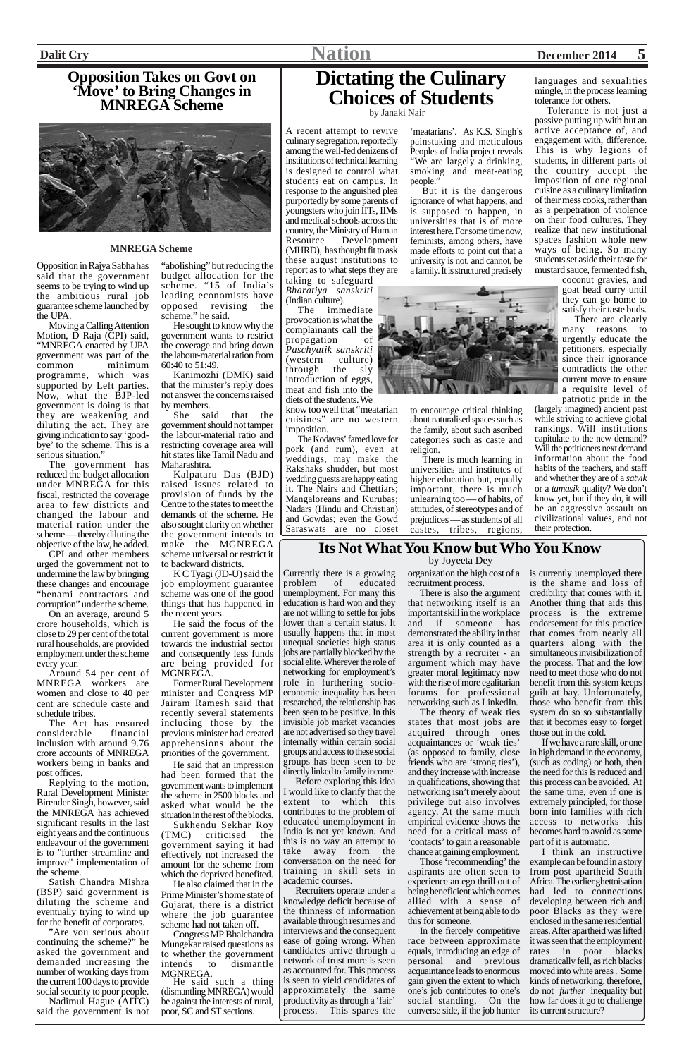## Opposition Takes on Govt on 'Move' to Bring Changes in MNREGA Scheme

MNREGA Scheme

Opposition in Rajya Sabha has said that the government seems to be trying to wind up the ambitious rural job guarantee scheme launched by the UPA.

Moving a Calling Attention Motion, D Raja (CPI) said, "MNREGA enacted by UPA government was part of the common minimum programme, which was supported by Left parties. Now, what the BJP-led government is doing is that they are weakening and diluting the act. They are giving indication to say 'good-bye' to the scheme. This is a serious situation."

The government has reduced the budget allocation under MNREGA for this fiscal, restricted the coverage area to few districts and changed the labour and material ration under the scheme — thereby diluting the objective of the law, he added.

CPI and other members urged the government not to undermine the law by bringing these changes and encourage "benami contractors and corruption" under the scheme.

On an average, around 5 crore households, which is close to 29 per cent of the total rural households, are provided employment under the scheme every year.

Around 54 per cent of MNREGA workers are women and close to 40 per cent are schedule caste and schedule tribes.

The Act has ensured considerable financial inclusion with around 9.76 crore accounts of MNREGA workers being in banks and post offices.

Replying to the motion, Rural Development Minister Birender Singh, however, said the MNREGA has achieved significant results in the last eight years and the continuous endeavour of the government is to "further streamline and improve" implementation of the scheme.

Satish Chandra Mishra (BSP) said government is diluting the scheme and eventually trying to wind up for the benefit of corporates.

"Are you serious about continuing the scheme?" he asked the government and demanded increasing the number of working days from the current 100 days to provide social security to poor people.

Nadimul Hague (AITC) said the government is not "abolishing" but reducing the budget allocation for the scheme. "15 of India's leading economists have opposed revising the scheme," he said.

He sought to know why the government wants to restrict the coverage and bring down the labour-material ration from 60:40 to 51:49.

Kanimozhi (DMK) said that the minister's reply does not answer the concerns raised by members.

She said that the government should not tamper the labour-material ratio and restricting coverage area will hit states like Tamil Nadu and Maharashtra.

Kalpataru Das (BJD) raised issues related to provision of funds by the Centre to the states to meet the demands of the scheme. He also sought clarity on whether the government intends to make the MGNREGA scheme universal or restrict it to backward districts.

K C Tyagi (JD-U) said the job employment guarantee scheme was one of the good things that has happened in the recent years.

He said the focus of the current government is more towards the industrial sector and consequently less funds are being provided for MGNREGA.

Former Rural Development minister and Congress MP Jairam Ramesh said that recently several statements including those by the previous minister had created apprehensions about the priorities of the government.

He said that an impression had been formed that the government wants to implement the scheme in 2500 blocks and asked what would be the situation in the rest of the blocks.

Sukhendu Sekhar Roy (TMC) criticised the government saying it had effectively not increased the amount for the scheme from which the deprived benefited.

He also claimed that in the Prime Minister's home state of Gujarat, there is a district where the job guarantee scheme had not taken off.

Congress MP Bhalchandra Mungekar raised questions as to whether the government intends to dismantle MGNREGA.

He said such a thing (dismantling MNREGA) would be against the interests of rural, poor, SC and ST sections.

## Dictating the Culinary Choices of Students

by Janaki Nair

A recent attempt to revive culinary segregation, reportedly among the well-fed denizens of institutions of technical learning is designed to control what students eat on campus. In response to the anguished plea purportedly by some parents of youngsters who join IITs, IIMs and medical schools across the country, the Ministry of Human Resource Development (MHRD), has thought fit to ask these august institutions to report as to what steps they are taking to safeguard *Bharatiya sanskriti* (Indian culture).

The immediate provocation is what the complainants call the propagation of *Paschyatik sanskriti* (western culture) through the sly introduction of eggs, meat and fish into the diets of the students. We know too well that "meatarian cuisines" are no western imposition.

The Kodavas' famed love for pork (and rum), even at weddings, may make the Rakshaks shudder, but most wedding guests are happy eating it. The Nairs and Chettiars; Mangaloreans and Kurubas; Nadars (Hindu and Christian) and Gowdas; even the Gowd Saraswats are no closet 'meatarians'. As K.S. Singh's painstaking and meticulous Peoples of India project reveals "We are largely a drinking, smoking and meat-eating people."

But it is the dangerous ignorance of what happens, and is supposed to happen, in universities that is of more interest here. For some time now, feminists, among others, have made efforts to point out that a university is not, and cannot, be a family. It is structured precisely to encourage critical thinking about naturalised spaces such as the family, about such ascribed categories such as caste and religion.

There is much learning in universities and institutes of higher education but, equally important, there is much unlearning too — of habits, of attitudes, of stereotypes and of prejudices — as students of all castes, tribes, regions, languages and sexualities mingle, in the process learning tolerance for others.

Tolerance is not just a passive putting up with but an active acceptance of, and engagement with, difference. This is why legions of students, in different parts of the country accept the imposition of one regional cuisine as a culinary limitation of their mess cooks, rather than as a perpetration of violence on their food cultures. They realize that new institutional spaces fashion whole new ways of being. So many students set aside their taste for mustard sauce, fermented fish, coconut gravies, and goat head curry until they can go home to satisfy their taste buds.

There are clearly many reasons to urgently educate the petitioners, especially since their ignorance contradicts the other current move to ensure a requisite level of patriotic pride in the (largely imagined) ancient past while striving to achieve global rankings. Will institutions capitulate to the new demand? Will the petitioners next demand information about the food habits of the teachers, and staff and whether they are of a *satvik* or a *tamasik* quality? We don't know yet, but if they do, it will be an aggressive assault on civilizational values, and not their protection.

## Its Not What You Know but Who You Know

by Joyeeta Dey

Currently there is a growing problem of educated unemployment. For many this education is hard won and they are not willing to settle for jobs lower than a certain status. It usually happens that in most unequal societies high status jobs are partially blocked by the social elite. Wherever the role of networking for employment's role in furthering socio-economic inequality has been researched, the relationship has been seen to be positive. In this invisible job market vacancies are not advertised so they travel internally within certain social groups and access to these social groups has been seen to be directly linked to family income.

Before exploring this idea I would like to clarify that the extent to which this contributes to the problem of educated unemployment in India is not yet known. And this is no way an attempt to take away from the conversation on the need for training in skill sets in academic courses.

Recruiters operate under a knowledge deficit because of the thinness of information available through resumes and interviews and the consequent ease of going wrong. When candidates arrive through a network of trust more is seen as accounted for. This process is seen to yield candidates of approximately the same productivity as through a 'fair' process. This spares the organization the high cost of a recruitment process.

There is also the argument that networking itself is an important skill in the workplace and if someone has demonstrated the ability in that area it is only counted as a strength by a recruiter - an argument which may have greater moral legitimacy now with the rise of more egalitarian forums for professional networking such as LinkedIn.

The theory of weak ties states that most jobs are acquired through ones acquaintances or 'weak ties' (as opposed to family, close friends who are 'strong ties'), and they increase with increase in qualifications, showing that networking isn't merely about privilege but also involves agency. At the same much empirical evidence shows the need for a critical mass of 'contacts' to gain a reasonable chance at gaining employment.

Those 'recommending' the aspirants are often seen to experience an ego thrill out of being beneficient which comes allied with a sense of achievement at being able to do this for someone.

In the fiercely competitive race between approximate equals, introducing an edge of personal and previous acquaintance leads to enormous gain given the extent to which one's job contributes to one's social standing. On the converse side, if the job hunter is currently unemployed there is the shame and loss of credibility that comes with it. Another thing that aids this process is the extreme endorsement for this practice that comes from nearly all quarters along with the simultaneous invisibilization of the process. That and the low need to meet those who do not benefit from this system keeps guilt at bay. Unfortunately, those who benefit from this system do so so substantially that it becomes easy to forget those out in the cold.

If we have a rare skill, or one in high demand in the economy, (such as coding) or both, then the need for this is reduced and this process can be avoided. At the same time, even if one is extremely principled, for those born into families with rich access to networks this becomes hard to avoid as some part of it is automatic.

I think an instructive example can be found in a story from post apartheid South Africa. The earlier ghettoisation had led to connections developing between rich and poor Blacks as they were enclosed in the same residential areas. After apartheid was lifted it was seen that the employment rates in poor blacks dramatically fell, as rich blacks moved into white areas. Some kinds of networking, therefore, do not *further* inequality but how far does it go to challenge its current structure?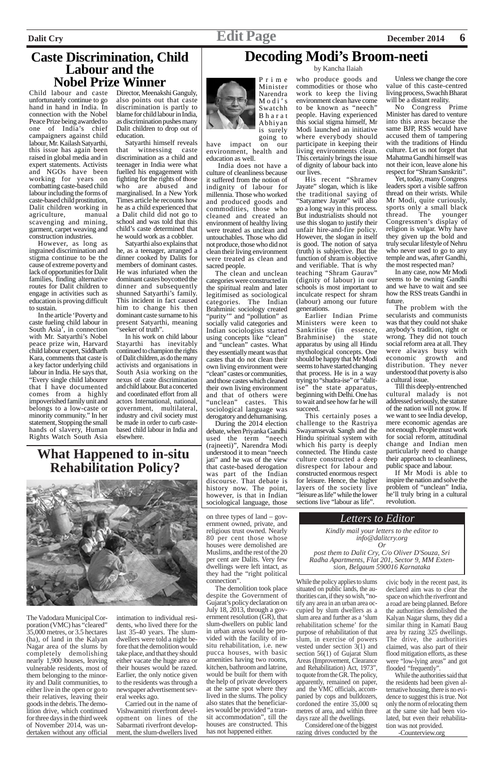# Caste Discrimination, Child Labour and the Nobel Prize Winner

Child labour and caste unfortunately continue to go hand in hand in India. In connection with the Nobel Peace Prize being awarded to one of India's chief campaigners against child labour, Mr. Kailash Satyarthi, this issue has again been raised in global media and in expert statements. Activists and NGOs have been working for years on combatting caste-based child labour including the forms of caste-based child prostitution, Dalit children working in agriculture, manual scavenging and mining, garment, carpet weaving and construction industries.

However, as long as ingrained discrimination and stigma continue to be the cause of extreme poverty and lack of opportunities for Dalit families, finding alternative routes for Dalit children to engage in activities such as education is proving difficult to sustain.

In the article 'Poverty and caste fueling child labour in South Asia', in connection with Mr. Satyarthi's Nobel peace prize win, Harvard child labour expert, Siddharth Kara, comments that caste is a key factor underlying child labour in India. He says that, "Every single child labourer that I have documented comes from a highly impoverished family unit and belongs to a low-caste or minority community." In her statement, Stopping the small hands of slavery, Human Rights Watch South Asia Director, Meenakshi Ganguly, also points out that caste discrimination is partly to blame for child labour in India, as discrimination pushes many Dalit children to drop out of education.

Satyarthi himself reveals that witnessing caste discrimination as a child and teenager in India were what fuelled his engagement with fighting for the rights of those who are abused and marginalised. In a New York Times article he recounts how he as a child experienced that a Dalit child did not go to school and was told that this child's caste determined that he would work as a cobbler.

Satyarthi also explains that he, as a teenager, arranged a dinner cooked by Dalits for members of dominant castes. He was infuriated when the dominant castes boycotted the dinner and subsequently shunned Satyarthi's family. This incident in fact caused him to change his then dominant caste surname to his present Satyarthi, meaning "seeker of truth".

In his work on child labour Stayarthi has inevitably continued to champion the rights of Dalit children, as do the many activists and organisations in South Asia working on the nexus of caste discrimination and child labour. But a concerted and coordinated effort from all actors International, national, government, multilateral, industry and civil society must be made in order to curb caste-based child labour in India and elsewhere.

# Decoding Modi's Broom-neeti

by Kancha Ilaiah

Prime Minister Narendra Modi's Swatchh Bharat Abhiyan is surely going to have impact on our environment, health and education as well.

India does not have a culture of cleanliness because it suffered from the notion of indignity of labour for millennia. Those who worked and produced goods and commodities, those who cleaned and created an environment of healthy living were treated as unclean and untouchables. Those who did not produce, those who did not clean their living environment were treated as clean and sacred people.

The clean and unclean categories were constructed in the spiritual realm and later legitimised as sociological categories. The Indian Brahminic sociology created "purity'" and "pollution" as socially valid categories and Indian sociologists started using concepts like "clean" and "unclean" castes. What they essentially meant was that castes that do not clean their own living environment were "clean" castes or communities, and those castes which cleaned their own living environment and that of others were "unclean" castes. This sociological language was derogatory and dehumanising.

During the 2014 election debate, when Priyanka Gandhi used the term "neech (rajneeti)", Narendra Modi understood it to mean "neech jati" and he was of the view that caste-based derogation was part of the Indian discourse. That debate is history now. The point, however, is that in Indian sociological language, those who produce goods and commodities or those who work to keep the living environment clean have come to be known as "neech" people. Having experienced this social stigma himself, Mr Modi launched an initiative where everybody should participate in keeping their living environments clean. This certainly brings the issue of dignity of labour back into our lives.

His recent "Shramev Jayate" slogan, which is like the traditional saying of "Satyamev Jayate" will also go a long way in this process. But industrialists should not use this slogan to justify their unfair hire-and-fire policy. However, the slogan in itself is good. The notion of satya (truth) is subjective. But the function of shram is objective and verifiable. That is why teaching "Shram Gaurav" (dignity of labour) in our schools is most important to inculcate respect for shram (labour) among our future generations.

Earlier Indian Prime Ministers were keen to Sankritise (in essence, Brahminise) the state apparatus by using all Hindu mythological concepts. One should be happy that Mr Modi seems to have started changing that process. He is in a way trying to "shudra-ise" or "dalit-ise" the state apparatus, beginning with Delhi. One has to wait and see how far he will succeed.

This certainly poses a challenge to the Rastriya Swayamsevak Sangh and the Hindu spiritual system with which his party is deeply connected. The Hindu caste culture constructed a deep disrespect for labour and constructed enormous respect for leisure. Hence, the higher layers of the society live "leisure as life" while the lower sections live "labour as life".

Unless we change the core value of this caste-centred living process, Swachh Bharat will be a distant reality.

No Congress Prime Minister has dared to venture into this areas because the same BJP, RSS would have accused them of tampering with the traditions of Hindu culture. Let us not forget that Mahatma Gandhi himself was not their icon, leave alone his respect for "Shram Sanskriti".

Yet, today, many Congress leaders sport a visible saffron thread on their wrists. While Mr Modi, quite curiously, sports only a small black thread. The younger Congressmen's display of religion is vulgar. Why have they given up the bold and truly secular lifestyle of Nehru who never used to go to any temple and was, after Gandhi, the most respected man?

In any case, now Mr Modi seems to be owning Gandhi and we have to wait and see how the RSS treats Gandhi in future.

The problem with the secularists and communists was that they could not shake anybody's tradition, right or wrong. They did not touch social reform area at all. They were always busy with economic growth and distribution. They never understood that poverty is also a cultural issue.

Till this deeply-entrenched cultural malady is not addressed seriously, the stature of the nation will not grow. If we want to see India develop, mere economic agendas are not enough. People must work for social reform, attitudinal change and Indian men particularly need to change their approach to cleanliness, public space and labour.

If Mr Modi is able to inspire the nation and solve the problem of "unclean" India, he'll truly bring in a cultural revolution.

# What Happened to in-situ Rehabilitation Policy?

The Vadodara Municipal Corporation (VMC) has "cleared" 35,000 metres, or 3.5 hectares (ha), of land in the Kalyan Nagar area of the slums by completely demolishing nearly 1,900 houses, leaving vulnerable residents, most of them belonging to the minority and Dalit communities, to either live in the open or go to their relatives, leaving their goods in the debris. The demolition drive, which continued for three days in the third week of November 2014, was undertaken without any official intimation to individual residents, who lived there for the last 35-40 years. The slum-dwellers were told a night before that the demolition would take place, and that they should either vacate the huge area or their houses would be razed. Earlier, the only notice given to the residents was through a newspaper advertisement several weeks ago.

Carried out in the name of Vishwamitri riverfront development on lines of the Sabarmati riverfront development, the slum-dwellers lived on three types of land – government owned, private, and religious trust owned. Nearly 80 per cent those whose houses were demolished are Muslims, and the rest of the 20 per cent are Dalits. Very few dwellings were left intact, as they had the "right political connection".

The demolition took place despite the Government of Gujarat's policy declaration on July 18, 2013, through a government resolution (GR), that slum-dwellers on public land in urban areas would be provided with the facility of in-situ rehabilitation, i.e. new pucca houses, with basic amenities having two rooms, kitchen, bathroom and latrine, would be built for them with the help of private developers at the same spot where they lived in the slums. The policy also states that the beneficiaries would be provided "a transit accommodation", till the houses are constructed. This has not happened either.

While the policy applies to slums situated on public lands, the authorities can, if they so wish, "notify any area in an urban area occupied by slum dwellers as a slum area and further as a 'slum rehabilitation scheme' for the purpose of rehabilitation of that slum, in exercise of powers vested under section 3(1) and section 56(1) of Gujarat Slum Areas (Improvement, Clearance and Rehabilitation) Act, 1973", to quote from the GR. The policy, apparently, remained on paper, and the VMC officials, accompanied by cops and bulldozers, cordoned the entire 35,000 sq metres of area, and within three days raze all the dwellings.

Considered one of the biggest razing drives conducted by the civic body in the recent past, its declared aim was to clear the space on which the riverfront and a road are being planned. Before the authorities demolished the Kalyan Nagar slums, they did a similar thing in Kamati Baug area by razing 325 dwellings. The drive, the authorities claimed, was also part of their flood mitigation efforts, as these were "low-lying areas" and got flooded "frequently".

While the authorities said that the residents had been given alternative housing, there is no evidence to suggest this is true. Not only the norm of relocating them at the same site had been violated, but even their rehabilitation was not provided.

-Counterview.org

## Letters to Editor

*Kindly mail your letters to the editor to info@dalitcry.org*

*Or*

*post them to Dalit Cry, C/o Oliver D'Souza, Sri Radha Apartments, Flat 201, Sector 9, MM Extension, Belgaum 590016 Karnataka*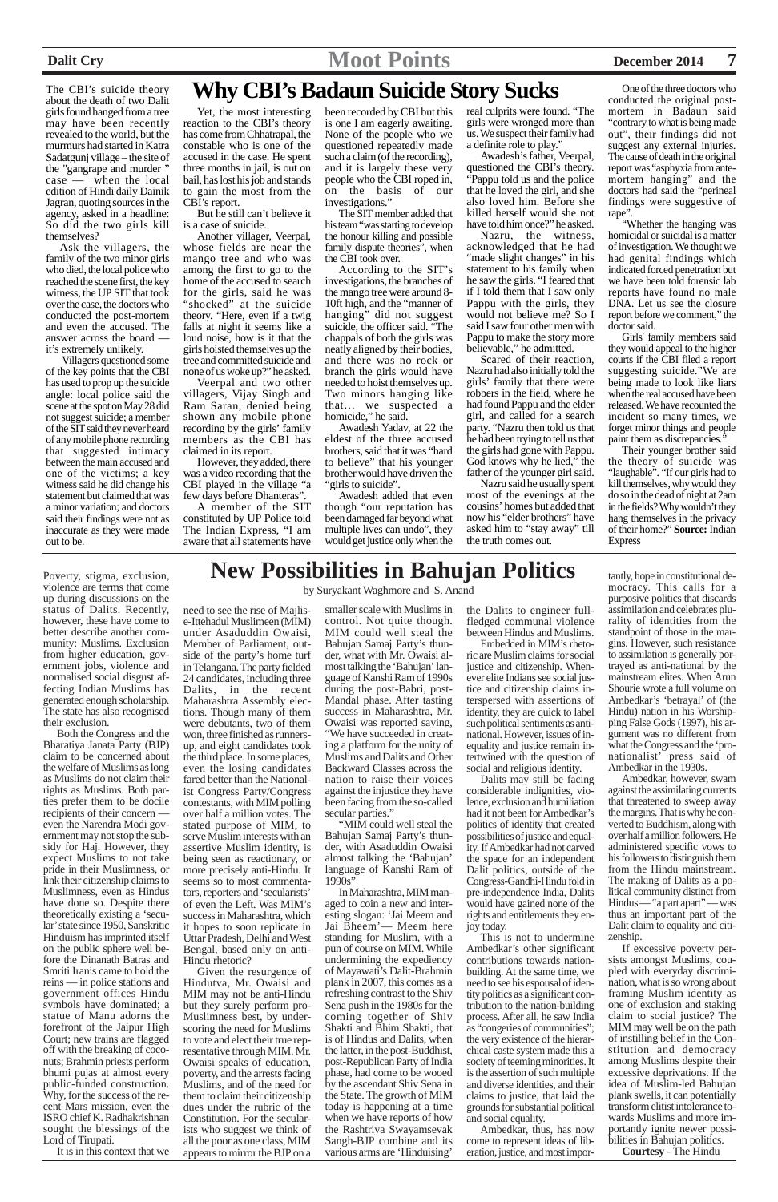# Why CBI's Badaun Suicide Story Sucks

The CBI's suicide theory about the death of two Dalit girls found hanged from a tree may have been recently revealed to the world, but the murmurs had started in Katra Sadatgunj village – the site of the "gangrape and murder" case — when the local edition of Hindi daily Dainik Jagran, quoting sources in the agency, asked in a headline: So did the two girls kill themselves?

Ask the villagers, the family of the two minor girls who died, the local police who reached the scene first, the key witness, the UP SIT that took over the case, the doctors who conducted the post-mortem and even the accused. The answer across the board — it's extremely unlikely.

Villagers questioned some of the key points that the CBI has used to prop up the suicide angle: local police said the scene at the spot on May 28 did not suggest suicide; a member of the SIT said they never heard of any mobile phone recording that suggested intimacy between the main accused and one of the victims; a key witness said he did change his statement but claimed that was a minor variation; and doctors said their findings were not as inaccurate as they were made out to be.

Yet, the most interesting reaction to the CBI's theory has come from Chhatrapal, the constable who is one of the accused in the case. He spent three months in jail, is out on bail, has lost his job and stands to gain the most from the CBI's report.

But he still can't believe it is a case of suicide.

Another villager, Veerpal, whose fields are near the mango tree and who was among the first to go to the home of the accused to search for the girls, said he was "shocked" at the suicide theory. "Here, even if a twig falls at night it seems like a loud noise, how is it that the girls hoisted themselves up the tree and committed suicide and none of us woke up?" he asked.

Veerpal and two other villagers, Vijay Singh and Ram Saran, denied being shown any mobile phone recording by the girls' family members as the CBI has claimed in its report.

However, they added, there was a video recording that the CBI played in the village "a few days before Dhanteras".

A member of the SIT constituted by UP Police told The Indian Express, "I am aware that all statements have been recorded by CBI but this is one I am eagerly awaiting. None of the people who we questioned repeatedly made such a claim (of the recording), and it is largely these very people who the CBI roped in, on the basis of our investigations."

The SIT member added that his team "was starting to develop the honour killing and possible family dispute theories", when the CBI took over.

According to the SIT's investigations, the branches of the mango tree were around 8-10ft high, and the "manner of hanging" did not suggest suicide, the officer said. "The chappals of both the girls was neatly aligned by their bodies, and there was no rock or branch the girls would have needed to hoist themselves up. Two minors hanging like that… we suspected a homicide," he said.

Awadesh Yadav, at 22 the eldest of the three accused brothers, said that it was "hard to believe" that his younger brother would have driven the "girls to suicide".

Awadesh added that even though "our reputation has been damaged far beyond what multiple lives can undo", they would get justice only when the real culprits were found. "The girls were wronged more than us. We suspect their family had a definite role to play."

Awadesh's father, Veerpal, questioned the CBI's theory. "Pappu told us and the police that he loved the girl, and she also loved him. Before she killed herself would she not have told him once?" he asked.

Nazru, the witness, acknowledged that he had "made slight changes" in his statement to his family when he saw the girls. "I feared that if I told them that I saw only Pappu with the girls, they would not believe me? So I said I saw four other men with Pappu to make the story more believable," he admitted.

Scared of their reaction, Nazru had also initially told the girls' family that there were robbers in the field, where he had found Pappu and the elder girl, and called for a search party. "Nazru then told us that he had been trying to tell us that the girls had gone with Pappu. God knows why he lied," the father of the younger girl said.

Nazru said he usually spent most of the evenings at the cousins' homes but added that now his "elder brothers" have asked him to "stay away" till the truth comes out.

One of the three doctors who conducted the original post-mortem in Badaun said "contrary to what is being made out", their findings did not suggest any external injuries. The cause of death in the original report was "asphyxia from ante-mortem hanging" and the doctors had said the "perineal findings were suggestive of rape".

"Whether the hanging was homicidal or suicidal is a matter of investigation. We thought we had genital findings which indicated forced penetration but we have been told forensic lab reports have found no male DNA. Let us see the closure report before we comment," the doctor said.

Girls' family members said they would appeal to the higher courts if the CBI filed a report suggesting suicide."We are being made to look like liars when the real accused have been released. We have recounted the incident so many times, we forget minor things and people paint them as discrepancies."

Their younger brother said the theory of suicide was "laughable". "If our girls had to kill themselves, why would they do so in the dead of night at 2am in the fields? Why wouldn't they hang themselves in the privacy of their home?" **Source:** Indian Express

# New Possibilities in Bahujan Politics

by Suryakant Waghmore and S. Anand

Poverty, stigma, exclusion, violence are terms that come up during discussions on the status of Dalits. Recently, however, these have come to better describe another community: Muslims. Exclusion from higher education, government jobs, violence and normalised social disgust affecting Indian Muslims has generated enough scholarship. The state has also recognised their exclusion.

Both the Congress and the Bharatiya Janata Party (BJP) claim to be concerned about the welfare of Muslims as long as Muslims do not claim their rights as Muslims. Both parties prefer them to be docile recipients of their concern — even the Narendra Modi government may not stop the subsidy for Haj. However, they expect Muslims to not take pride in their Muslimness, or link their citizenship claims to Muslimness, even as Hindus have done so. Despite there theoretically existing a 'secular' state since 1950, Sanskritic Hinduism has imprinted itself on the public sphere well before the Dinanath Batras and Smriti Iranis came to hold the reins — in police stations and government offices Hindu symbols have dominated; a statue of Manu adorns the forefront of the Jaipur High Court; new trains are flagged off with the breaking of coconuts; Brahmin priests perform bhumi pujas at almost every public-funded construction. Why, for the success of the recent Mars mission, even the ISRO chief K. Radhakrishnan sought the blessings of the Lord of Tirupati.

It is in this context that we need to see the rise of Majlis-e-Ittehadul Muslimeen (MIM) under Asaduddin Owaisi, Member of Parliament, outside of the party's home turf in Telangana. The party fielded 24 candidates, including three Dalits, in the recent Maharashtra Assembly elections. Though many of them were debutants, two of them won, three finished as runners-up, and eight candidates took the third place. In some places, even the losing candidates fared better than the Nationalist Congress Party/Congress contestants, with MIM polling over half a million votes. The stated purpose of MIM, to serve Muslim interests with an assertive Muslim identity, is being seen as reactionary, or more precisely anti-Hindu. It seems so to most commentators, reporters and 'secularists' of even the Left. Was MIM's success in Maharashtra, which it hopes to soon replicate in Uttar Pradesh, Delhi and West Bengal, based only on anti-Hindu rhetoric?

Given the resurgence of Hindutva, Mr. Owaisi and MIM may not be anti-Hindu but they surely perform pro-Muslimness best, by underscoring the need for Muslims to vote and elect their true representative through MIM. Mr. Owaisi speaks of education, poverty, and the arrests facing Muslims, and of the need for them to claim their citizenship dues under the rubric of the Constitution. For the secularists who suggest we think of all the poor as one class, MIM appears to mirror the BJP on a smaller scale with Muslims in control. Not quite though. MIM could well steal the Bahujan Samaj Party's thunder, what with Mr. Owaisi almost talking the 'Bahujan' language of Kanshi Ram of 1990s during the post-Babri, post-Mandal phase. After tasting success in Maharashtra, Mr. Owaisi was reported saying, "We have succeeded in creating a platform for the unity of Muslims and Dalits and Other Backward Classes across the nation to raise their voices against the injustice they have been facing from the so-called secular parties."

"MIM could well steal the Bahujan Samaj Party's thunder, with Asaduddin Owaisi almost talking the 'Bahujan' language of Kanshi Ram of 1990s"

In Maharashtra, MIM managed to coin a new and interesting slogan: 'Jai Meem and Jai Bheem'— Meem here standing for Muslim, with a pun of course on MIM. While undermining the expediency of Mayawati's Dalit-Brahmin plank in 2007, this comes as a refreshing contrast to the Shiv Sena push in the 1980s for the coming together of Shiv Shakti and Bhim Shakti, that is of Hindus and Dalits, when the latter, in the post-Buddhist, post-Republican Party of India phase, had come to be wooed by the ascendant Shiv Sena in the State. The growth of MIM today is happening at a time when we have reports of how the Rashtriya Swayamsevak Sangh-BJP combine and its various arms are 'Hinduising' the Dalits to engineer full-fledged communal violence between Hindus and Muslims.

Embedded in MIM's rhetoric are Muslim claims for social justice and citizenship. Whenever elite Indians see social justice and citizenship claims interspersed with assertions of identity, they are quick to label such political sentiments as anti-national. However, issues of inequality and justice remain intertwined with the question of social and religious identity.

Dalits may still be facing considerable indignities, violence, exclusion and humiliation had it not been for Ambedkar's politics of identity that created possibilities of justice and equality. If Ambedkar had not carved the space for an independent Dalit politics, outside of the Congress-Gandhi-Hindu fold in pre-independence India, Dalits would have gained none of the rights and entitlements they enjoy today.

This is not to undermine Ambedkar's other significant contributions towards nation-building. At the same time, we need to see his espousal of identity politics as a significant contribution to the nation-building process. After all, he saw India as "congeries of communities"; the very existence of the hierarchical caste system made this a society of teeming minorities. It is the assertion of such multiple and diverse identities, and their claims to justice, that laid the grounds for substantial political and social equality.

Ambedkar, thus, has now come to represent ideas of liberation, justice, and most importantly, hope in constitutional democracy. This calls for a purposive politics that discards assimilation and celebrates plurality of identities from the standpoint of those in the margins. However, such resistance to assimilation is generally portrayed as anti-national by the mainstream elites. When Arun Shourie wrote a full volume on Ambedkar's 'betrayal' of (the Hindu) nation in his Worshipping False Gods (1997), his argument was no different from what the Congress and the 'pro-nationalist' press said of Ambedkar in the 1930s.

Ambedkar, however, swam against the assimilating currents that threatened to sweep away the margins. That is why he converted to Buddhism, along with over half a million followers. He administered specific vows to his followers to distinguish them from the Hindu mainstream. The making of Dalits as a political community distinct from Hindus — "a part apart" — was thus an important part of the Dalit claim to equality and citizenship.

If excessive poverty persists amongst Muslims, coupled with everyday discrimination, what is so wrong about framing Muslim identity as one of exclusion and staking claim to social justice? The MIM may well be on the path of instilling belief in the Constitution and democracy among Muslims despite their excessive deprivations. If the idea of Muslim-led Bahujan plank swells, it can potentially transform elitist intolerance towards Muslims and more importantly ignite newer possibilities in Bahujan politics.

**Courtesy** - The Hindu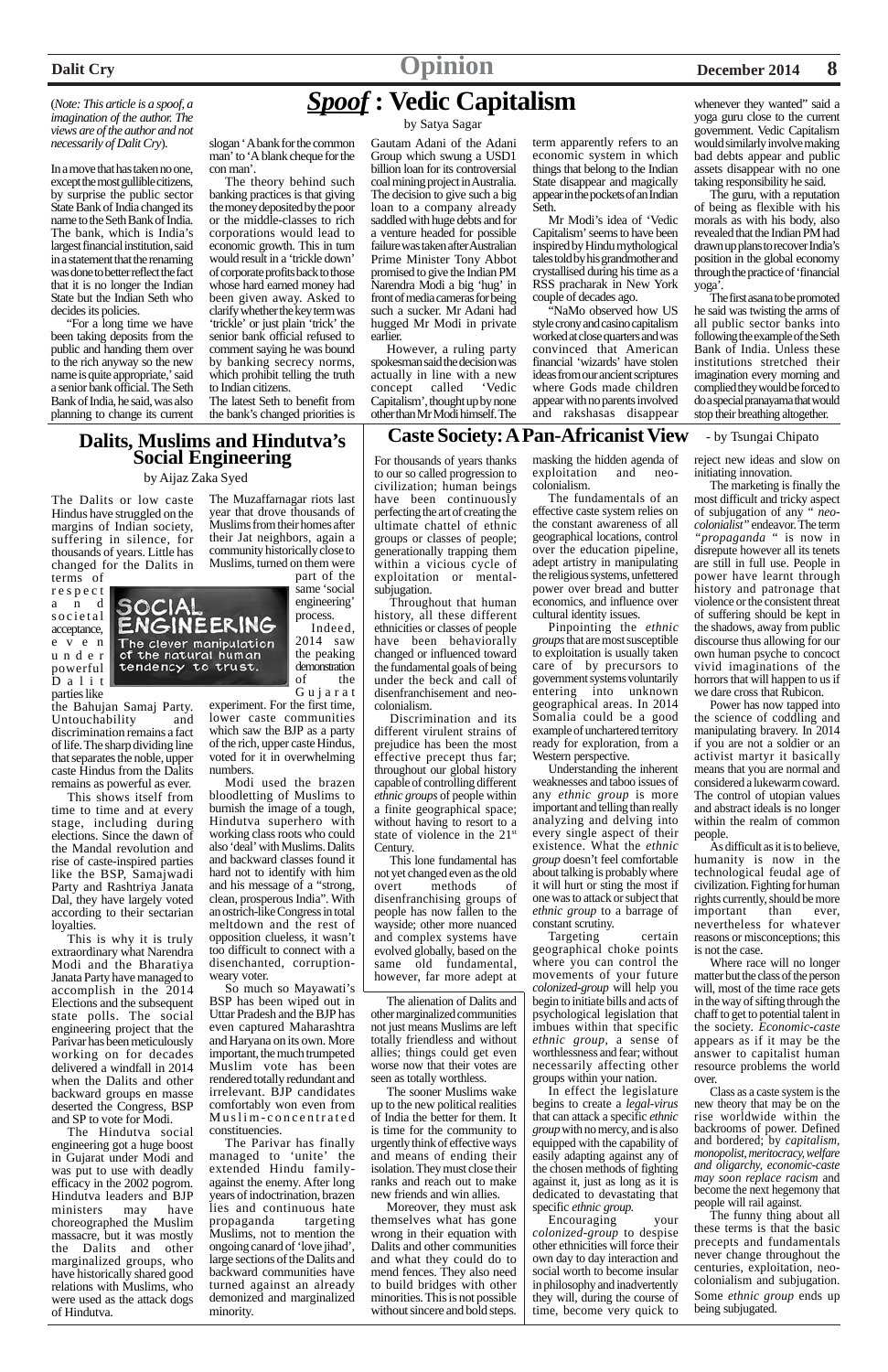# *Spoof* : Vedic Capitalism

by Satya Sagar

(*Note: This article is a spoof, a imagination of the author. The views are of the author and not necessarily of Dalit Cry*).

In a move that has taken no one, except the most gullible citizens, by surprise the public sector State Bank of India changed its name to the Seth Bank of India. The bank, which is India's largest financial institution, said in a statement that the renaming was done to better reflect the fact that it is no longer the Indian State but the Indian Seth who decides its policies.

"For a long time we have been taking deposits from the public and handing them over to the rich anyway so the new name is quite appropriate,' said a senior bank official. The Seth Bank of India, he said, was also planning to change its current slogan 'A bank for the common man' to 'A blank cheque for the con man'.

The theory behind such banking practices is that giving the money deposited by the poor or the middle-classes to rich corporations would lead to economic growth. This in turn would result in a 'trickle down' of corporate profits back to those whose hard earned money had been given away. Asked to clarify whether the key term was 'trickle' or just plain 'trick' the senior bank official refused to comment saying he was bound by banking secrecy norms, which prohibit telling the truth to Indian citizens.

The latest Seth to benefit from the bank's changed priorities is Gautam Adani of the Adani Group which swung a USD1 billion loan for its controversial coal mining project in Australia. The decision to give such a big loan to a company already saddled with huge debts and for a venture headed for possible failure was taken after Australian Prime Minister Tony Abbot promised to give the Indian PM Narendra Modi a big 'hug' in front of media cameras for being such a sucker. Mr Adani had hugged Mr Modi in private earlier.

However, a ruling party spokesman said the decision was actually in line with a new concept called 'Vedic Capitalism', thought up by none other than Mr Modi himself. The term apparently refers to an economic system in which things that belong to the Indian State disappear and magically appear in the pockets of an Indian Seth.

Mr Modi's idea of 'Vedic Capitalism' seems to have been inspired by Hindu mythological tales told by his grandmother and crystallised during his time as a RSS pracharak in New York couple of decades ago.

"NaMo observed how US style crony and casino capitalism worked at close quarters and was convinced that American financial 'wizards' have stolen ideas from our ancient scriptures where Gods made children appear with no parents involved and rakshasas disappear whenever they wanted" said a yoga guru close to the current government. Vedic Capitalism would similarly involve making bad debts appear and public assets disappear with no one taking responsibility he said.

The guru, with a reputation of being as flexible with his morals as with his body, also revealed that the Indian PM had drawn up plans to recover India's position in the global economy through the practice of 'financial yoga'.

The first asana to be promoted he said was twisting the arms of all public sector banks into following the example of the Seth Bank of India. Unless these institutions stretched their imagination every morning and complied they would be forced to do a special pranayama that would stop their breathing altogether.

## Dalits, Muslims and Hindutva's Social Engineering

by Aijaz Zaka Syed

The Dalits or low caste Hindus have struggled on the margins of Indian society, suffering in silence, for thousands of years. Little has changed for the Dalits in terms of respect and societal acceptance, even under powerful Dalit parties like the Bahujan Samaj Party. Untouchability and discrimination remains a fact of life. The sharp dividing line that separates the noble, upper caste Hindus from the Dalits remains as powerful as ever.

SOCIAL ENGINEERING — The clever manipulation of the natural human tendency to trust.

This shows itself from time to time and at every stage, including during elections. Since the dawn of the Mandal revolution and rise of caste-inspired parties like the BSP, Samajwadi Party and Rashtriya Janata Dal, they have largely voted according to their sectarian loyalties.

This is why it is truly extraordinary what Narendra Modi and the Bharatiya Janata Party have managed to accomplish in the 2014 Elections and the subsequent state polls. The social engineering project that the Parivar has been meticulously working on for decades delivered a windfall in 2014 when the Dalits and other backward groups en masse deserted the Congress, BSP and SP to vote for Modi.

The Hindutva social engineering got a huge boost in Gujarat under Modi and was put to use with deadly efficacy in the 2002 pogrom. Hindutva leaders and BJP ministers may have choreographed the Muslim massacre, but it was mostly the Dalits and other marginalized groups, who have historically shared good relations with Muslims, who were used as the attack dogs of Hindutva.

The Muzaffarnagar riots last year that drove thousands of Muslims from their homes after their Jat neighbors, again a community historically close to Muslims, turned on them were part of the same 'social engineering' process.

Indeed, 2014 saw the peaking demonstration of the Gujarat experiment. For the first time, lower caste communities which saw the BJP as a party of the rich, upper caste Hindus, voted for it in overwhelming numbers.

Modi used the brazen bloodletting of Muslims to burnish the image of a tough, Hindutva superhero with working class roots who could also 'deal' with Muslims. Dalits and backward classes found it hard not to identify with him and his message of a "strong, clean, prosperous India". With an ostrich-like Congress in total meltdown and the rest of opposition clueless, it wasn't too difficult to connect with a disenchanted, corruption-weary voter.

So much so Mayawati's BSP has been wiped out in Uttar Pradesh and the BJP has even captured Maharashtra and Haryana on its own. More important, the much trumpeted Muslim vote has been rendered totally redundant and irrelevant. BJP candidates comfortably won even from Muslim-concentrated constituencies.

The Parivar has finally managed to 'unite' the extended Hindu family-against the enemy. After long years of indoctrination, brazen lies and continuous hate propaganda targeting Muslims, not to mention the ongoing canard of 'love jihad', large sections of the Dalits and backward communities have turned against an already demonized and marginalized minority.

The alienation of Dalits and other marginalized communities not just means Muslims are left totally friendless and without allies; things could get even worse now that their votes are seen as totally worthless.

The sooner Muslims wake up to the new political realities of India the better for them. It is time for the community to urgently think of effective ways and means of ending their isolation. They must close their ranks and reach out to make new friends and win allies.

Moreover, they must ask themselves what has gone wrong in their equation with Dalits and other communities and what they could do to mend fences. They also need to build bridges with other minorities. This is not possible without sincere and bold steps.

## Caste Society: A Pan-Africanist View

- by Tsungai Chipato

For thousands of years thanks to our so called progression to civilization; human beings have been continuously perfecting the art of creating the ultimate chattel of ethnic groups or classes of people; generationally trapping them within a vicious cycle of exploitation or mental-subjugation.

Throughout that human history, all these different ethnicities or classes of people have been behaviorally changed or influenced toward the fundamental goals of being under the beck and call of disenfranchisement and neo-colonialism.

Discrimination and its different virulent strains of prejudice has been the most effective precept thus far; throughout our global history capable of controlling different *ethnic groups* of people within a finite geographical space; without having to resort to a state of violence in the 21st Century.

This lone fundamental has not yet changed even as the old overt methods of disenfranchising groups of people has now fallen to the wayside; other more nuanced and complex systems have evolved globally, based on the same old fundamental, however, far more adept at masking the hidden agenda of exploitation and neo-colonialism.

The fundamentals of an effective caste system relies on the constant awareness of all geographical locations, control over the education pipeline, adept artistry in manipulating the religious systems, unfettered power over bread and butter economics, and influence over cultural identity issues.

Pinpointing the *ethnic groups* that are most susceptible to exploitation is usually taken care of by precursors to government systems voluntarily entering into unknown geographical areas. In 2014 Somalia could be a good example of unchartered territory ready for exploration, from a Western perspective.

Understanding the inherent weaknesses and taboo issues of any *ethnic group* is more important and telling than really analyzing and delving into every single aspect of their existence. What the *ethnic group* doesn't feel comfortable about talking is probably where it will hurt or sting the most if one was to attack or subject that *ethnic group* to a barrage of constant scrutiny.

Targeting certain geographical choke points where you can control the movements of your future *colonized-group* will help you begin to initiate bills and acts of psychological legislation that imbues within that specific *ethnic group*, a sense of worthlessness and fear; without necessarily affecting other groups within your nation.

In effect the legislature begins to create a *legal-virus* that can attack a specific *ethnic group* with no mercy, and is also equipped with the capability of easily adapting against any of the chosen methods of fighting against it, just as long as it is dedicated to devastating that specific *ethnic group.*

Encouraging your *colonized-group* to despise other ethnicities will force their own day to day interaction and social worth to become insular in philosophy and inadvertently they will, during the course of time, become very quick to reject new ideas and slow on initiating innovation.

The marketing is finally the most difficult and tricky aspect of subjugation of any " *neo-colonialist"* endeavor. The term *"propaganda* " is now in disrepute however all its tenets are still in full use. People in power have learnt through history and patronage that violence or the consistent threat of suffering should be kept in the shadows, away from public discourse thus allowing for our own human psyche to concoct vivid imaginations of the horrors that will happen to us if we dare cross that Rubicon.

Power has now tapped into the science of coddling and manipulating bravery. In 2014 if you are not a soldier or an activist martyr it basically means that you are normal and considered a lukewarm coward. The control of utopian values and abstract ideals is no longer within the realm of common people.

As difficult as it is to believe, humanity is now in the technological feudal age of civilization. Fighting for human rights currently, should be more important than ever, nevertheless for whatever reasons or misconceptions; this is not the case.

Where race will no longer matter but the class of the person will, most of the time race gets in the way of sifting through the chaff to get to potential talent in the society. *Economic-caste* appears as if it may be the answer to capitalist human resource problems the world over.

Class as a caste system is the new theory that may be on the rise worldwide within the backrooms of power. Defined and bordered; by *capitalism, monopolist, meritocracy, welfare and oligarchy, economic-caste may soon replace racism* and become the next hegemony that people will rail against.

The funny thing about all these terms is that the basic precepts and fundamentals never change throughout the centuries, exploitation, neo-colonialism and subjugation. Some *ethnic group* ends up being subjugated.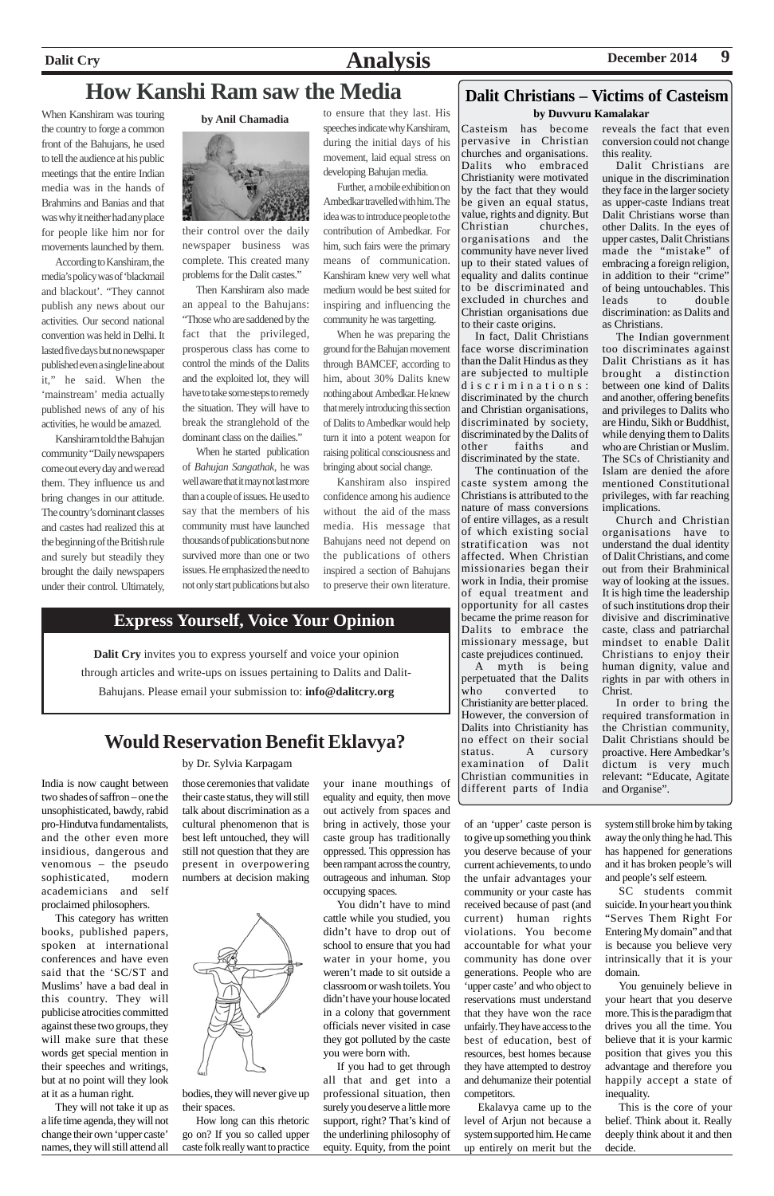# How Kanshi Ram saw the Media

**by Anil Chamadia**

When Kanshiram was touring the country to forge a common front of the Bahujans, he used to tell the audience at his public meetings that the entire Indian media was in the hands of Brahmins and Banias and that was why it neither had any place for people like him nor for movements launched by them.

According to Kanshiram, the media's policy was of 'blackmail and blackout'. "They cannot publish any news about our activities. Our second national convention was held in Delhi. It lasted five days but no newspaper published even a single line about it," he said. When the 'mainstream' media actually published news of any of his activities, he would be amazed.

Kanshiram told the Bahujan community "Daily newspapers come out every day and we read them. They influence us and bring changes in our attitude. The country's dominant classes and castes had realized this at the beginning of the British rule and surely but steadily they brought the daily newspapers under their control. Ultimately, their control over the daily newspaper business was complete. This created many problems for the Dalit castes."

Then Kanshiram also made an appeal to the Bahujans: "Those who are saddened by the fact that the privileged, prosperous class has come to control the minds of the Dalits and the exploited lot, they will have to take some steps to remedy the situation. They will have to break the stranglehold of the dominant class on the dailies."

When he started publication of *Bahujan Sangathak*, he was well aware that it may not last more than a couple of issues. He used to say that the members of his community must have launched thousands of publications but none survived more than one or two issues. He emphasized the need to not only start publications but also to ensure that they last. His speeches indicate why Kanshiram, during the initial days of his movement, laid equal stress on developing Bahujan media.

Further, a mobile exhibition on Ambedkar travelled with him. The idea was to introduce people to the contribution of Ambedkar. For him, such fairs were the primary means of communication. Kanshiram knew very well what medium would be best suited for inspiring and influencing the community he was targetting.

When he was preparing the ground for the Bahujan movement through BAMCEF, according to him, about 30% Dalits knew nothing about Ambedkar. He knew that merely introducing this section of Dalits to Ambedkar would help turn it into a potent weapon for raising political consciousness and bringing about social change.

Kanshiram also inspired confidence among his audience without the aid of the mass media. His message that Bahujans need not depend on the publications of others inspired a section of Bahujans to preserve their own literature.

# Dalit Christians – Victims of Casteism

**by Duvvuru Kamalakar**

Casteism has become pervasive in Christian churches and organisations. Dalits who embraced Christianity were motivated by the fact that they would be given an equal status, value, rights and dignity. But Christian churches, organisations and the community have never lived up to their stated values of equality and dalits continue to be discriminated and excluded in churches and Christian organisations due to their caste origins.

In fact, Dalit Christians face worse discrimination than the Dalit Hindus as they are subjected to multiple discriminations: discriminated by the church and Christian organisations, discriminated by society, discriminated by the Dalits of other faiths and discriminated by the state.

The continuation of the caste system among the Christians is attributed to the nature of mass conversions of entire villages, as a result of which existing social stratification was not affected. When Christian missionaries began their work in India, their promise of equal treatment and opportunity for all castes became the prime reason for Dalits to embrace the missionary message, but caste prejudices continued.

A myth is being perpetuated that the Dalits who converted to Christianity are better placed. However, the conversion of Dalits into Christianity has no effect on their social status. A cursory examination of Dalit Christian communities in different parts of India reveals the fact that even conversion could not change this reality.

Dalit Christians are unique in the discrimination they face in the larger society as upper-caste Indians treat Dalit Christians worse than other Dalits. In the eyes of upper castes, Dalit Christians made the "mistake" of embracing a foreign religion, in addition to their "crime" of being untouchables. This leads to double discrimination: as Dalits and as Christians.

The Indian government too discriminates against Dalit Christians as it has brought a distinction between one kind of Dalits and another, offering benefits and privileges to Dalits who are Hindu, Sikh or Buddhist, while denying them to Dalits who are Christian or Muslim. The SCs of Christianity and Islam are denied the afore mentioned Constitutional privileges, with far reaching implications.

Church and Christian organisations have to understand the dual identity of Dalit Christians, and come out from their Brahminical way of looking at the issues. It is high time the leadership of such institutions drop their divisive and discriminative caste, class and patriarchal mindset to enable Dalit Christians to enjoy their human dignity, value and rights in par with others in Christ.

In order to bring the required transformation in the Christian community, Dalit Christians should be proactive. Here Ambedkar's dictum is very much relevant: "Educate, Agitate and Organise".

## Express Yourself, Voice Your Opinion

**Dalit Cry** invites you to express yourself and voice your opinion through articles and write-ups on issues pertaining to Dalits and Dalit-Bahujans. Please email your submission to: **info@dalitcry.org**

# Would Reservation Benefit Eklavya?

by Dr. Sylvia Karpagam

India is now caught between two shades of saffron – one the unsophisticated, bawdy, rabid pro-Hindutva fundamentalists, and the other even more insidious, dangerous and venomous – the pseudo sophisticated, modern academicians and self proclaimed philosophers.

This category has written books, published papers, spoken at international conferences and have even said that the 'SC/ST and Muslims' have a bad deal in this country. They will publicise atrocities committed against these two groups, they will make sure that these words get special mention in their speeches and writings, but at no point will they look at it as a human right.

They will not take it up as a life time agenda, they will not change their own 'upper caste' names, they will still attend all those ceremonies that validate their caste status, they will still talk about discrimination as a cultural phenomenon that is best left untouched, they will still not question that they are present in overpowering numbers at decision making bodies, they will never give up their spaces.

How long can this rhetoric go on? If you so called upper caste folk really want to practice your inane mouthings of equality and equity, then move out actively from spaces and bring in actively, those your caste group has traditionally oppressed. This oppression has been rampant across the country, outrageous and inhuman. Stop occupying spaces.

You didn't have to mind cattle while you studied, you didn't have to drop out of school to ensure that you had water in your home, you weren't made to sit outside a classroom or wash toilets. You didn't have your house located in a colony that government officials never visited in case they got polluted by the caste you were born with.

If you had to get through all that and get into a professional situation, then surely you deserve a little more support, right? That's kind of the underlining philosophy of equity. Equity, from the point of an 'upper' caste person is to give up something you think you deserve because of your current achievements, to undo the unfair advantages your community or your caste has received because of past (and current) human rights violations. You become accountable for what your community has done over generations. People who are 'upper caste' and who object to reservations must understand that they have won the race unfairly. They have access to the best of education, best of resources, best homes because they have attempted to destroy and dehumanize their potential competitors.

Ekalavya came up to the level of Arjun not because a system supported him. He came up entirely on merit but the system still broke him by taking away the only thing he had. This has happened for generations and it has broken people's will and people's self esteem.

SC students commit suicide. In your heart you think "Serves Them Right For Entering My domain" and that is because you believe very intrinsically that it is your domain.

You genuinely believe in your heart that you deserve more. This is the paradigm that drives you all the time. You believe that it is your karmic position that gives you this advantage and therefore you happily accept a state of inequality.

This is the core of your belief. Think about it. Really deeply think about it and then decide.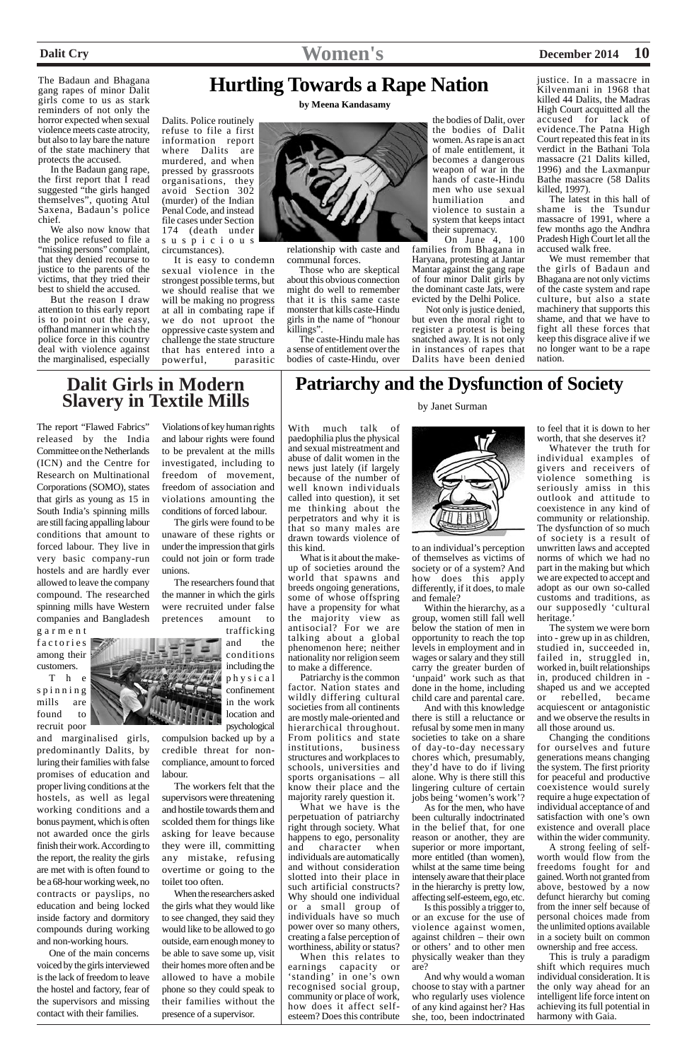# Hurtling Towards a Rape Nation

**by Meena Kandasamy**

The Badaun and Bhagana gang rapes of minor Dalit girls come to us as stark reminders of not only the horror expected when sexual violence meets caste atrocity, but also to lay bare the nature of the state machinery that protects the accused.

In the Badaun gang rape, the first report that I read suggested "the girls hanged themselves", quoting Atul Saxena, Badaun's police chief.

We also now know that the police refused to file a "missing persons" complaint, that they denied recourse to justice to the parents of the victims, that they tried their best to shield the accused.

But the reason I draw attention to this early report is to point out the easy, offhand manner in which the police force in this country deal with violence against the marginalised, especially Dalits. Police routinely refuse to file a first information report where Dalits are murdered, and when pressed by grassroots organisations, they avoid Section 302 (murder) of the Indian Penal Code, and instead file cases under Section 174 (death under suspicious circumstances).

It is easy to condemn sexual violence in the strongest possible terms, but we should realise that we will be making no progress at all in combating rape if we do not uproot the oppressive caste system and challenge the state structure that has entered into a powerful, parasitic relationship with caste and communal forces.

Those who are skeptical about this obvious connection might do well to remember that it is this same caste monster that kills caste-Hindu girls in the name of "honour killings".

The caste-Hindu male has a sense of entitlement over the bodies of caste-Hindu, over the bodies of Dalit, over the bodies of Dalit women. As rape is an act of male entitlement, it becomes a dangerous weapon of war in the hands of caste-Hindu men who use sexual humiliation and violence to sustain a system that keeps intact their supremacy.

On June 4, 100 families from Bhagana in Haryana, protesting at Jantar Mantar against the gang rape of four minor Dalit girls by the dominant caste Jats, were evicted by the Delhi Police.

Not only is justice denied, but even the moral right to register a protest is being snatched away. It is not only in instances of rapes that Dalits have been denied justice. In a massacre in Kilvenmani in 1968 that killed 44 Dalits, the Madras High Court acquitted all the accused for lack of evidence. The Patna High Court repeated this feat in its verdict in the Bathani Tola massacre (21 Dalits killed, 1996) and the Laxmanpur Bathe massacre (58 Dalits killed, 1997).

The latest in this hall of shame is the Tsundur massacre of 1991, where a few months ago the Andhra Pradesh High Court let all the accused walk free.

We must remember that the girls of Badaun and Bhagana are not only victims of the caste system and rape culture, but also a state machinery that supports this shame, and that we have to fight all these forces that keep this disgrace alive if we no longer want it to be a rape nation.

# Dalit Girls in Modern Slavery in Textile Mills

The report "Flawed Fabrics" released by the India Committee on the Netherlands (ICN) and the Centre for Research on Multinational Corporations (SOMO), states that girls as young as 15 in South India's spinning mills are still facing appalling labour conditions that amount to forced labour. They live in very basic company-run hostels and are hardly ever allowed to leave the company compound. The researched spinning mills have Western companies and Bangladesh garment factories among their customers.

The spinning mills are found to recruit poor and marginalised girls, predominantly Dalits, by luring their families with false promises of education and proper living conditions at the hostels, as well as legal working conditions and a bonus payment, which is often not awarded once the girls finish their work. According to the report, the reality the girls are met with is often found to be a 68-hour working week, no contracts or payslips, no education and being locked inside factory and dormitory compounds during working and non-working hours.

One of the main concerns voiced by the girls interviewed is the lack of freedom to leave the hostel and factory, fear of the supervisors and missing contact with their families.

Violations of key human rights and labour rights were found to be prevalent at the mills investigated, including to freedom of movement, freedom of association and violations amounting the conditions of forced labour.

The girls were found to be unaware of these rights or under the impression that girls could not join or form trade unions.

The researchers found that the manner in which the girls were recruited under false pretences amount to trafficking and the conditions including the physical confinement in the work location and psychological compulsion backed up by a credible threat for non-compliance, amount to forced labour.

The workers felt that the supervisors were threatening and hostile towards them and scolded them for things like asking for leave because they were ill, committing any mistake, refusing overtime or going to the toilet too often.

When the researchers asked the girls what they would like to see changed, they said they would like to be allowed to go outside, earn enough money to be able to save some up, visit their homes more often and be allowed to have a mobile phone so they could speak to their families without the presence of a supervisor.

# Patriarchy and the Dysfunction of Society

by Janet Surman

With much talk of paedophilia plus the physical and sexual mistreatment and abuse of dalit women in the news just lately (if largely because of the number of well known individuals called into question), it set me thinking about the perpetrators and why it is that so many males are drawn towards violence of this kind.

What is it about the make-up of societies around the world that spawns and breeds ongoing generations, some of whose offspring have a propensity for what the majority view as antisocial? For we are talking about a global phenomenon here; neither nationality nor religion seem to make a difference.

Patriarchy is the common factor. Nation states and wildly differing cultural societies from all continents are mostly male-oriented and hierarchical throughout. From politics and state institutions, business structures and workplaces to schools, universities and sports organisations – all know their place and the majority rarely question it.

What we have is the perpetuation of patriarchy right through society. What happens to ego, personality and character when individuals are automatically and without consideration slotted into their place in such artificial constructs? Why should one individual or a small group of individuals have so much power over so many others, creating a false perception of worthiness, ability or status?

When this relates to earnings capacity or 'standing' in one's own recognised social group, community or place of work, how does it affect self-esteem? Does this contribute to an individual's perception of themselves as victims of society or of a system? And how does this apply differently, if it does, to male and female?

Within the hierarchy, as a group, women still fall well below the station of men in opportunity to reach the top levels in employment and in wages or salary and they still carry the greater burden of 'unpaid' work such as that done in the home, including child care and parental care.

And with this knowledge there is still a reluctance or refusal by some men in many societies to take on a share of day-to-day necessary chores which, presumably, they'd have to do if living alone. Why is there still this lingering culture of certain jobs being 'women's work'?

As for the men, who have been culturally indoctrinated in the belief that, for one reason or another, they are superior or more important, more entitled (than women), whilst at the same time being intensely aware that their place in the hierarchy is pretty low, affecting self-esteem, ego, etc.

Is this possibly a trigger to, or an excuse for the use of violence against women, against children – their own or others' and to other men physically weaker than they are?

And why would a woman choose to stay with a partner who regularly uses violence of any kind against her? Has she, too, been indoctrinated to feel that it is down to her worth, that she deserves it?

Whatever the truth for individual examples of givers and receivers of violence something is seriously amiss in this outlook and attitude to coexistence in any kind of community or relationship. The dysfunction of so much of society is a result of unwritten laws and accepted norms of which we had no part in the making but which we are expected to accept and adopt as our own so-called customs and traditions, as our supposedly 'cultural heritage.'

The system we were born into - grew up in as children, studied in, succeeded in, failed in, struggled in, worked in, built relationships in, produced children in - shaped us and we accepted or rebelled, became acquiescent or antagonistic and we observe the results in all those around us.

Changing the conditions for ourselves and future generations means changing the system. The first priority for peaceful and productive coexistence would surely require a huge expectation of individual acceptance of and satisfaction with one's own existence and overall place within the wider community.

A strong feeling of self-worth would flow from the freedoms fought for and gained. Worth not granted from above, bestowed by a now defunct hierarchy but coming from the inner self because of personal choices made from the unlimited options available in a society built on common ownership and free access.

This is truly a paradigm shift which requires much individual consideration. It is the only way ahead for an intelligent life force intent on achieving its full potential in harmony with Gaia.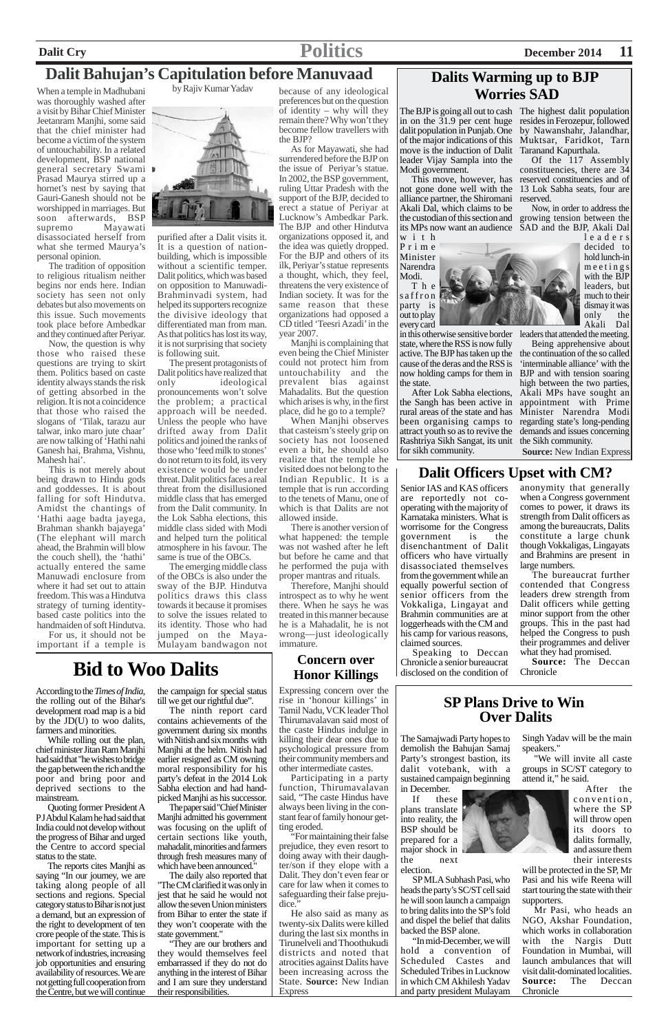# Dalit Bahujan's Capitulation before Manuvaad

by Rajiv Kumar Yadav

When a temple in Madhubani was thoroughly washed after a visit by Bihar Chief Minister Jeetanram Manjhi, some said that the chief minister had become a victim of the system of untouchability. In a related development, BSP national general secretary Swami Prasad Maurya stirred up a hornet's nest by saying that Gauri-Ganesh should not be worshipped in marriages. But soon afterwards, BSP supremo Mayawati disassociated herself from what she termed Maurya's personal opinion.

The tradition of opposition to religious ritualism neither begins nor ends here. Indian society has seen not only debates but also movements on this issue. Such movements took place before Ambedkar and they continued after Periyar.

Now, the question is why those who raised these questions are trying to skirt them. Politics based on caste identity always stands the risk of getting absorbed in the religion. It is not a coincidence that those who raised the slogans of 'Tilak, tarazu aur talwar, inko maro jute chaar' are now talking of 'Hathi nahi Ganesh hai, Brahma, Vishnu, Mahesh hai'.

This is not merely about being drawn to Hindu gods and goddesses. It is about falling for soft Hindutva. Amidst the chantings of 'Hathi aage badta jayega, Brahman shankh bajayega' (The elephant will march ahead, the Brahmin will blow the couch shell), the 'hathi' actually entered the same Manuwadi enclosure from where it had set out to attain freedom. This was a Hindutva strategy of turning identity-based caste politics into the handmaiden of soft Hindutva.

For us, it should not be important if a temple is purified after a Dalit visits it. It is a question of nation-building, which is impossible without a scientific temper. Dalit politics, which was based on opposition to Manuwadi-Brahminvadi system, had helped its supporters recognize the divisive ideology that differentiated man from man. As that politics has lost its way, it is not surprising that society is following suit.

The present protagonists of Dalit politics have realized that only ideological pronouncements won't solve the problem; a practical approach will be needed. Unless the people who have drifted away from Dalit politics and joined the ranks of those who 'feed milk to stones' do not return to its fold, its very existence would be under threat. Dalit politics faces a real threat from the disillusioned middle class that has emerged from the Dalit community. In the Lok Sabha elections, this middle class sided with Modi and helped turn the political atmosphere in his favour. The same is true of the OBCs.

The emerging middle class of the OBCs is also under the sway of the BJP. Hindutva politics draws this class towards it because it promises to solve the issues related to its identity. Those who had jumped on the Maya-Mulayam bandwagon not because of any ideological preferences but on the question of identity – why will they remain there? Why won't they become fellow travellers with the BJP?

As for Mayawati, she had surrendered before the BJP on the issue of Periyar's statue. In 2002, the BSP government, ruling Uttar Pradesh with the support of the BJP, decided to erect a statue of Periyar at Lucknow's Ambedkar Park. The BJP and other Hindutva organizations opposed it, and the idea was quietly dropped. For the BJP and others of its ilk, Periyar's statue represents a thought, which, they feel, threatens the very existence of Indian society. It was for the same reason that these organizations had opposed a CD titled 'Teesri Azadi' in the year 2007.

Manjhi is complaining that even being the Chief Minister could not protect him from untouchability and the prevalent bias against Mahadalits. But the question which arises is why, in the first place, did he go to a temple?

When Manjhi observes that casteism's steely grip on society has not loosened even a bit, he should also realize that the temple he visited does not belong to the Indian Republic. It is a temple that is run according to the tenets of Manu, one of which is that Dalits are not allowed inside.

There is another version of what happened: the temple was not washed after he left but before he came and that he performed the puja with proper mantras and rituals.

Therefore, Manjhi should introspect as to why he went there. When he says he was treated in this manner because he is a Mahadalit, he is not wrong—just ideologically immature.

# Dalits Warming up to BJP Worries SAD

The BJP is going all out to cash in on the 31.9 per cent huge dalit population in Punjab. One of the major indications of this move is the induction of Dalit leader Vijay Sampla into the Modi government.

This move, however, has not gone done well with the alliance partner, the Shiromani Akali Dal, which claims to be the custodian of this section and its MPs now want an audience with Prime Minister Narendra Modi.

The saffron party is out to play every card in this otherwise sensitive border state, where the RSS is now fully active. The BJP has taken up the cause of the deras and the RSS is now holding camps for them in the state.

After Lok Sabha elections, the Sangh has been active in rural areas of the state and has been organising camps to attract youth so as to revive the Rashtriya Sikh Sangat, its unit for sikh community.

The highest dalit population resides in Ferozepur, followed by Nawanshahr, Jalandhar, Muktsar, Faridkot, Tarn Taranand Kapurthala.

Of the 117 Assembly constituencies, there are 34 reserved constituencies and of 13 Lok Sabha seats, four are reserved.

Now, in order to address the growing tension between the SAD and the BJP, Akali Dal leaders decided to hold lunch-in meetings with the BJP leaders, but much to their dismay it was only the Akali Dal leaders that attended the meeting.

Being apprehensive about the continuation of the so called 'interminable alliance' with the BJP and with tension soaring high between the two parties, Akali MPs have sought an appointment with Prime Minister Narendra Modi regarding state's long-pending demands and issues concerning the Sikh community.

**Source:** New Indian Express

# Dalit Officers Upset with CM?

Senior IAS and KAS officers are reportedly not co-operating with the majority of Karnataka ministers. What is worrisome for the Congress government is the disenchantment of Dalit officers who have virtually disassociated themselves from the government while an equally powerful section of senior officers from the Vokkaliga, Lingayat and Brahmin communities are at loggerheads with the CM and his camp for various reasons, claimed sources.

Speaking to Deccan Chronicle a senior bureaucrat disclosed on the condition of anonymity that generally when a Congress government comes to power, it draws its strength from Dalit officers as among the bureaucrats, Dalits constitute a large chunk though Vokkaliges, Lingayats and Brahmins are present in large numbers.

The bureaucrat further contended that Congress leaders drew strength from Dalit officers while getting minor support from the other groups. This in the past had helped the Congress to push their programmes and deliver what they had promised.

**Source:** The Deccan Chronicle

# Bid to Woo Dalits

According to the *Times of India*, the rolling out of the Bihar's development road map is a bid by the JD(U) to woo dalits, farmers and minorities.

While rolling out the plan, chief minister Jitan Ram Manjhi had said that "he wishes to bridge the gap between the rich and the poor and bring poor and deprived sections to the mainstream.

Quoting former President A P J Abdul Kalam he had said that India could not develop without the progress of Bihar and urged the Centre to accord special status to the state.

The reports cites Manjhi as saying "In our journey, we are taking along people of all sections and regions. Special category status to Bihar is not just a demand, but an expression of the right to development of ten crore people of the state. This is important for setting up a network of industries, increasing job opportunities and ensuring availability of resources. We are not getting full cooperation from the Centre, but we will continue the campaign for special status till we get our rightful due".

The ninth report card contains achievements of the government during six months with Nitish and six months with Manjhi at the helm. Nitish had earlier resigned as CM owning moral responsibility for his party's defeat in the 2014 Lok Sabha election and had hand-picked Manjhi as his successor.

The paper said "Chief Minister Manjhi admitted his government was focusing on the uplift of certain sections like youth, mahadalit, minorities and farmers through fresh measures many of which have been announced."

The daily also reported that "The CM clarified it was only in jest that he said he would not allow the seven Union ministers from Bihar to enter the state if they won't cooperate with the state government."

"They are our brothers and they would themselves feel embarrassed if they do not do anything in the interest of Bihar and I am sure they understand their responsibilities.

# Concern over Honor Killings

Expressing concern over the rise in 'honour killings' in Tamil Nadu, VCK leader Thol Thirumavalavan said most of the caste Hindus indulge in killing their dear ones due to psychological pressure from their community members and other intermediate castes.

Participating in a party function, Thirumavalavan said, "The caste Hindus have always been living in the constant fear of family honour getting eroded.

"For maintaining their false prejudice, they even resort to doing away with their daughter/son if they elope with a Dalit. They don't even fear or care for law when it comes to safeguarding their false prejudice."

He also said as many as twenty-six Dalits were killed during the last six months in Tirunelveli and Thoothukudi districts and noted that atrocities against Dalits have been increasing across the State. **Source:** New Indian Express

# SP Plans Drive to Win Over Dalits

The Samajwadi Party hopes to demolish the Bahujan Samaj Party's strongest bastion, its dalit votebank, with a sustained campaign beginning in December.

If these plans translate into reality, the BSP should be prepared for a major shock in the next election.

SP MLA Subhash Pasi, who heads the party's SC/ST cell said he will soon launch a campaign to bring dalits into the SP's fold and dispel the belief that dalits backed the BSP alone.

"In mid-December, we will hold a convention of Scheduled Castes and Scheduled Tribes in Lucknow in which CM Akhilesh Yadav and party president Mulayam Singh Yadav will be the main speakers."

"We will invite all caste groups in SC/ST category to attend it," he said.

After the convention, where the SP will throw open its doors to dalits formally, and assure them their interests will be protected in the SP, Mr Pasi and his wife Reena will start touring the state with their supporters.

Mr Pasi, who heads an NGO, Akshar Foundation, which works in collaboration with the Nargis Dutt Foundation in Mumbai, will launch ambulances that will visit dalit-dominated localities. **Source:** The Deccan Chronicle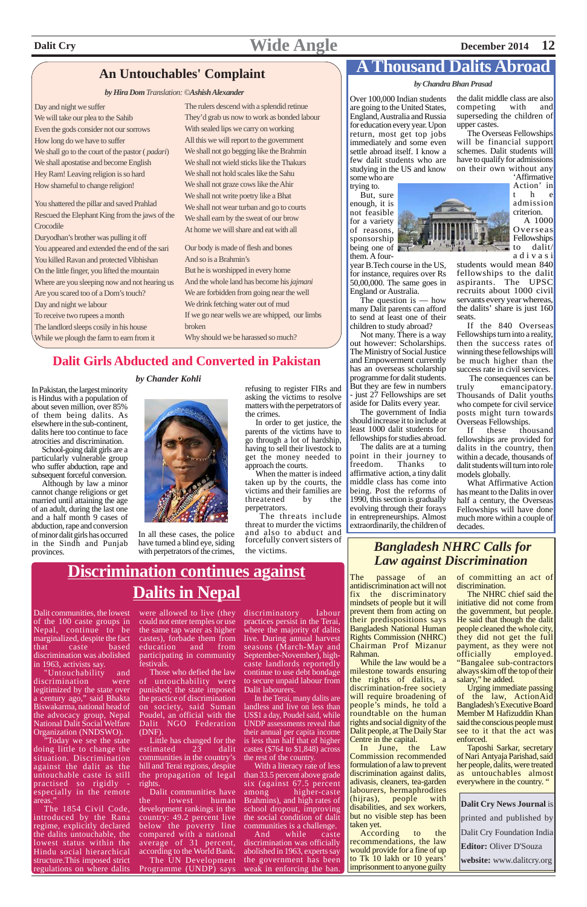## An Untouchables' Complaint

*by Hira Dom Translation: ©Ashish Alexander*

Day and night we suffer
We will take our plea to the Sahib
Even the gods consider not our sorrows
How long do we have to suffer
We shall go to the court of the pastor ( *padari*)
We shall apostatise and become English
Hey Ram! Leaving religion is so hard
How shameful to change religion!

You shattered the pillar and saved Prahlad
Rescued the Elephant King from the jaws of the Crocodile
Duryodhan's brother was pulling it off
You appeared and extended the end of the sari
You killed Ravan and protected Vibhishan
On the little finger, you lifted the mountain
Where are you sleeping now and not hearing us
Are you scared too of a Dom's touch?
Day and night we labour
To receive two rupees a month
The landlord sleeps cosily in his house
While we plough the farm to earn from it

The rulers descend with a splendid retinue
They'd grab us now to work as bonded labour
With sealed lips we carry on working
All this we will report to the government
We shall not go begging like the Brahmin
We shall not wield sticks like the Thakurs
We shall not hold scales like the Sahu
We shall not graze cows like the Ahir
We shall not write poetry like a Bhat
We shall not wear turban and go to courts
We shall earn by the sweat of our brow
At home we will share and eat with all

Our body is made of flesh and bones
And so is a Brahmin's
But he is worshipped in every home
And the whole land has become his *jajmani*
We are forbidden from going near the well
We drink fetching water out of mud
If we go near wells we are whipped, our limbs broken
Why should we be harassed so much?

## Dalit Girls Abducted and Converted in Pakistan

*by Chander Kohli*

In Pakistan, the largest minority is Hindus with a population of about seven million, over 85% of them being dalits. As elsewhere in the sub-continent, dalits here too continue to face atrocities and discrimination.

School-going dalit girls are a particularly vulnerable group who suffer abduction, rape and subsequent forceful conversion.

Although by law a minor cannot change religions or get married until attaining the age of an adult, during the last one and a half month 9 cases of abduction, rape and conversion of minor dalit girls has occurred in the Sindh and Punjab provinces.

In all these cases, the police have turned a blind eye, siding with perpetrators of the crimes, refusing to register FIRs and asking the victims to resolve matters with the perpetrators of the crimes.

In order to get justice, the parents of the victims have to go through a lot of hardship, having to sell their livestock to get the money needed to approach the courts.

When the matter is indeed taken up by the courts, the victims and their families are threatened by the perpetrators.

The threats include threat to murder the victims and also to abduct and forcefully convert sisters of the victims.

## Discrimination continues against Dalits in Nepal

Dalit communities, the lowest of the 100 caste groups in Nepal, continue to be marginalized, despite the fact that caste based discrimination was abolished in 1963, activists say.

"Untouchability and discrimination were legitimized by the state over a century ago," said Bhakta Biswakarma, national head of the advocacy group, Nepal National Dalit Social Welfare Organization (NNDSWO).

"Today we see the state doing little to change the situation. Discrimination against the dalit as the untouchable caste is still practised so rigidly - especially in the remote areas."

The 1854 Civil Code, introduced by the Rana regime, explicitly declared the dalits untouchable, the lowest status within the Hindu social hierarchical structure.This imposed strict regulations on where dalits were allowed to live (they could not enter temples or use the same tap water as higher castes), forbade them from education and from participating in community festivals.

Those who defied the law of untouchability were punished; the state imposed the practice of discrimination on society, said Suman Poudel, an official with the Dalit NGO Federation (DNF).

Little has changed for the estimated 23 dalit communities in the country's hill and Terai regions, despite the propagation of legal rights.

Dalit communities have the lowest human development rankings in the country: 49.2 percent live below the poverty line compared with a national average of 31 percent, according to the World Bank.

The UN Development Programme (UNDP) says discriminatory labour practices persist in the Terai, where the majority of dalits live. During annual harvest seasons (March-May and September-November), high-caste landlords reportedly continue to use debt bondage to secure unpaid labour from Dalit labourers.

In the Terai, many dalits are landless and live on less than US$1 a day, Poudel said, while UNDP assessments reveal that their annual per capita income is less than half that of higher castes ($764 to $1,848) across the rest of the country.

With a literacy rate of less than 33.5 percent above grade six (against 67.5 percent among higher-caste Brahmins), and high rates of school dropout, improving the social condition of dalit communities is a challenge.

And while caste discrimination was officially abolished in 1963, experts say the government has been weak in enforcing the ban.

## A Thousand Dalits Abroad

*by Chandra Bhan Prasad*

Over 100,000 Indian students are going to the United States, England, Australia and Russia for education every year. Upon return, most get top jobs immediately and some even settle abroad itself. I know a few dalit students who are studying in the US and know some who are trying to.

But, sure enough, it is not feasible for a variety of reasons, sponsorship being one of them. A four-year B.Tech course in the US, for instance, requires over Rs 50,00,000. The same goes in England or Australia.

The question is — how many Dalit parents can afford to send at least one of their children to study abroad?

Not many. There is a way out however: Scholarships. The Ministry of Social Justice and Empowerment currently has an overseas scholarship programme for dalit students. But they are few in numbers - just 27 Fellowships are set aside for Dalits every year.

The government of India should increase it to include at least 1000 dalit students for fellowships for studies abroad.

The dalits are at a turning point in their journey to freedom. Thanks to affirmative action, a tiny dalit middle class has come into being. Post the reforms of 1990, this section is gradually evolving through their forays in entrepreneurships. Almost extraordinarily, the children of the dalit middle class are also competing with and superseding the children of upper castes.

The Overseas Fellowships will be financial support schemes. Dalit students will have to qualify for admissions on their own without any 'Affirmative Action' in the admission criterion.

A 1000 Overseas Fellowships to dalit/adivasi students would mean 840 fellowships to the dalit aspirants. The UPSC recruits about 1000 civil servants every year whereas, the dalits' share is just 160 seats.

If the 840 Overseas Fellowships turn into a reality, then the success rates of winning these fellowships will be much higher than the success rate in civil services.

The consequences can be truly emancipatory. Thousands of Dalit youths who compete for civil service posts might turn towards Overseas Fellowships.

If these thousand fellowships are provided for dalits in the country, then within a decade, thousands of dalit students will turn into role models globally.

What Affirmative Action has meant to the Dalits in over half a century, the Overseas Fellowships will have done much more within a couple of decades.

## Bangladesh NHRC Calls for Law against Discrimination

The passage of an antidiscrimination act will not fix the discriminatory mindsets of people but it will prevent them from acting on their predispositions says Bangladesh National Human Rights Commission (NHRC) Chairman Prof Mizanur Rahman.

While the law would be a milestone towards ensuring the rights of dalits, a discrimination-free society will require broadening of people's minds, he told a roundtable on the human rights and social dignity of the Dalit people, at The Daily Star Centre in the capital.

In June, the Law Commission recommended formulation of a law to prevent discrimination against dalits, adivasis, cleaners, tea-garden labourers, hermaphrodites (hijras), people with disabilities, and sex workers, but no visible step has been taken yet.

According to the recommendations, the law would provide for a fine of up to Tk 10 lakh or 10 years' imprisonment to anyone guilty of committing an act of discrimination.

The NHRC chief said the initiative did not come from the government, but people. He said that though the dalit people cleaned the whole city, they did not get the full payment, as they were not officially employed. "Bangalee sub-contractors always skim off the top of their salary," he added.

Urging immediate passing of the law, ActionAid Bangladesh's Executive Board Member M Hafizuddin Khan said the conscious people must see to it that the act was enforced.

Taposhi Sarkar, secretary of Nari Antyaja Parishad, said her people, dalits, were treated as untouchables almost everywhere in the country. "

---

**Dalit Cry News Journal** is printed and published by Dalit Cry Foundation India
**Editor:** Oliver D'Souza
**website:** www.dalitcry.org